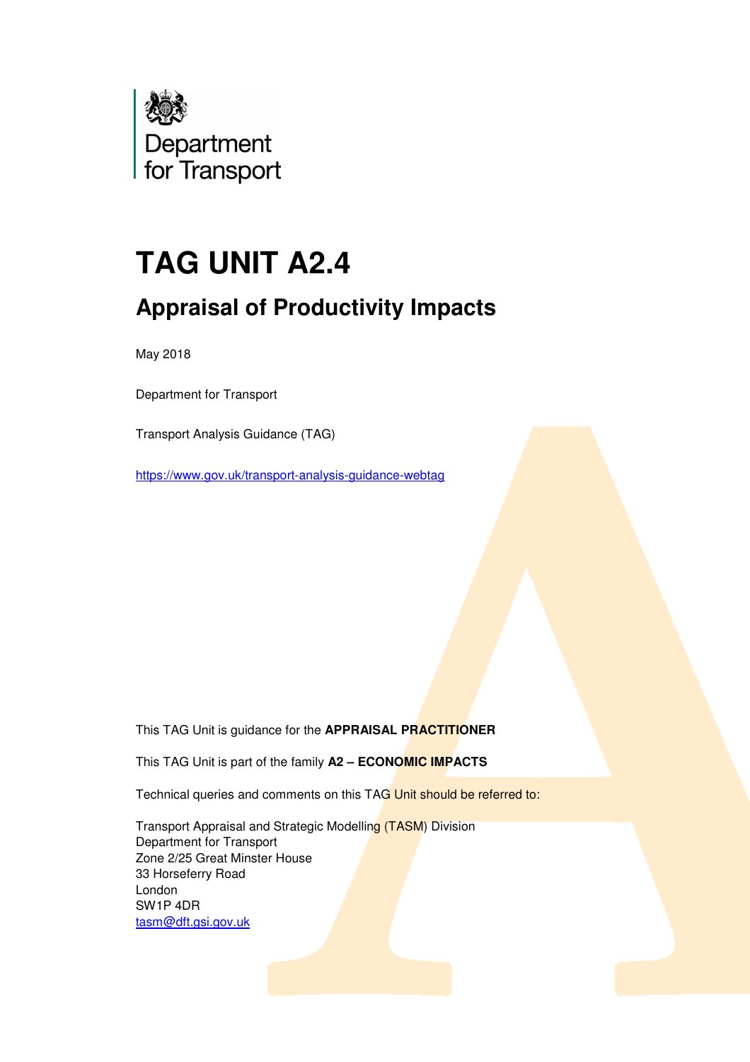Department for Transport

# TAG UNIT A2.4

## Appraisal of Productivity Impacts

May 2018

Department for Transport

Transport Analysis Guidance (TAG)

https://www.gov.uk/transport-analysis-guidance-webtag

This TAG Unit is guidance for the **APPRAISAL PRACTITIONER**

This TAG Unit is part of the family **A2 – ECONOMIC IMPACTS**

Technical queries and comments on this TAG Unit should be referred to:

Transport Appraisal and Strategic Modelling (TASM) Division  
Department for Transport  
Zone 2/25 Great Minster House  
33 Horseferry Road  
London  
SW1P 4DR  
tasm@dft.gsi.gov.uk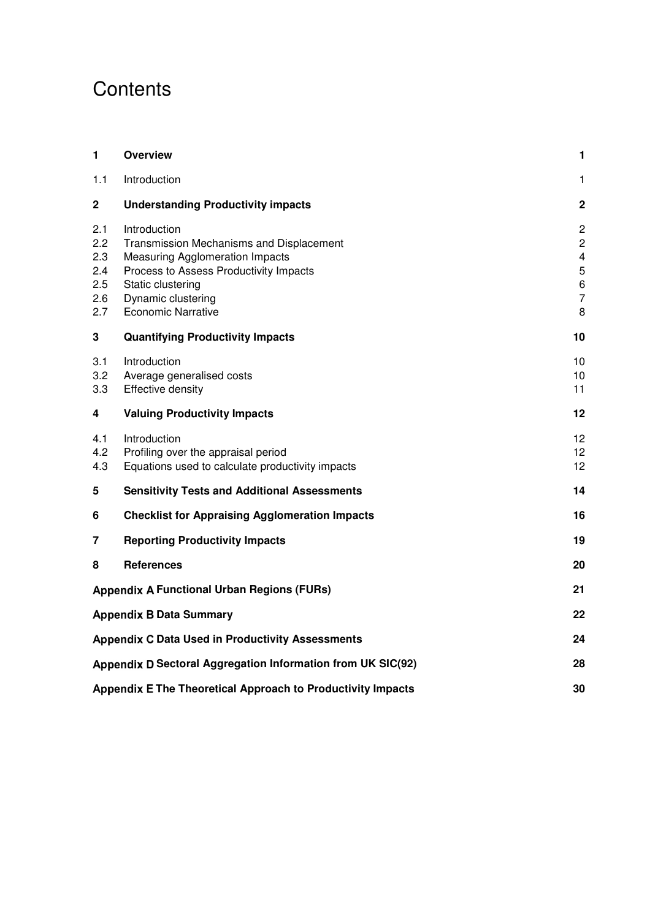# Contents

| | | |
|---|---|---|
| **1** | **Overview** | **1** |
| 1.1 | Introduction | 1 |
| **2** | **Understanding Productivity impacts** | **2** |
| 2.1 | Introduction | 2 |
| 2.2 | Transmission Mechanisms and Displacement | 2 |
| 2.3 | Measuring Agglomeration Impacts | 4 |
| 2.4 | Process to Assess Productivity Impacts | 5 |
| 2.5 | Static clustering | 6 |
| 2.6 | Dynamic clustering | 7 |
| 2.7 | Economic Narrative | 8 |
| **3** | **Quantifying Productivity Impacts** | **10** |
| 3.1 | Introduction | 10 |
| 3.2 | Average generalised costs | 10 |
| 3.3 | Effective density | 11 |
| **4** | **Valuing Productivity Impacts** | **12** |
| 4.1 | Introduction | 12 |
| 4.2 | Profiling over the appraisal period | 12 |
| 4.3 | Equations used to calculate productivity impacts | 12 |
| **5** | **Sensitivity Tests and Additional Assessments** | **14** |
| **6** | **Checklist for Appraising Agglomeration Impacts** | **16** |
| **7** | **Reporting Productivity Impacts** | **19** |
| **8** | **References** | **20** |
| **Appendix A** | **Functional Urban Regions (FURs)** | **21** |
| **Appendix B** | **Data Summary** | **22** |
| **Appendix C** | **Data Used in Productivity Assessments** | **24** |
| **Appendix D** | **Sectoral Aggregation Information from UK SIC(92)** | **28** |
| **Appendix E** | **The Theoretical Approach to Productivity Impacts** | **30** |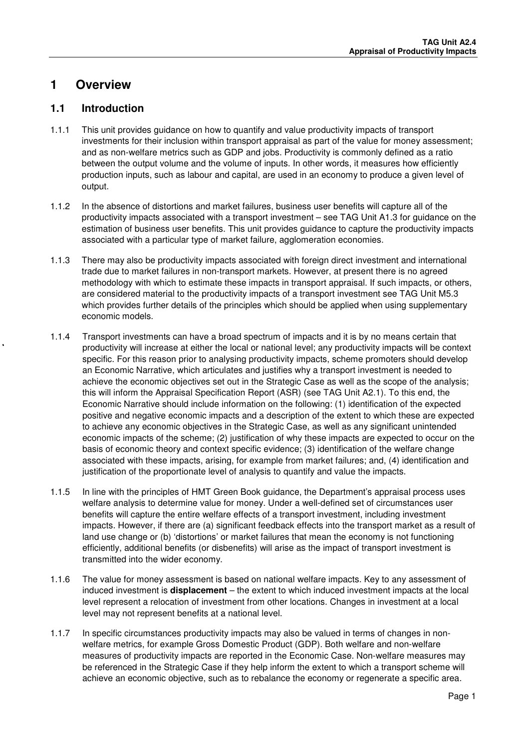# 1 Overview

## 1.1 Introduction

1.1.1 This unit provides guidance on how to quantify and value productivity impacts of transport investments for their inclusion within transport appraisal as part of the value for money assessment; and as non-welfare metrics such as GDP and jobs. Productivity is commonly defined as a ratio between the output volume and the volume of inputs. In other words, it measures how efficiently production inputs, such as labour and capital, are used in an economy to produce a given level of output.

1.1.2 In the absence of distortions and market failures, business user benefits will capture all of the productivity impacts associated with a transport investment – see TAG Unit A1.3 for guidance on the estimation of business user benefits. This unit provides guidance to capture the productivity impacts associated with a particular type of market failure, agglomeration economies.

1.1.3 There may also be productivity impacts associated with foreign direct investment and international trade due to market failures in non-transport markets. However, at present there is no agreed methodology with which to estimate these impacts in transport appraisal. If such impacts, or others, are considered material to the productivity impacts of a transport investment see TAG Unit M5.3 which provides further details of the principles which should be applied when using supplementary economic models.

1.1.4 Transport investments can have a broad spectrum of impacts and it is by no means certain that productivity will increase at either the local or national level; any productivity impacts will be context specific. For this reason prior to analysing productivity impacts, scheme promoters should develop an Economic Narrative, which articulates and justifies why a transport investment is needed to achieve the economic objectives set out in the Strategic Case as well as the scope of the analysis; this will inform the Appraisal Specification Report (ASR) (see TAG Unit A2.1). To this end, the Economic Narrative should include information on the following: (1) identification of the expected positive and negative economic impacts and a description of the extent to which these are expected to achieve any economic objectives in the Strategic Case, as well as any significant unintended economic impacts of the scheme; (2) justification of why these impacts are expected to occur on the basis of economic theory and context specific evidence; (3) identification of the welfare change associated with these impacts, arising, for example from market failures; and, (4) identification and justification of the proportionate level of analysis to quantify and value the impacts.

1.1.5 In line with the principles of HMT Green Book guidance, the Department's appraisal process uses welfare analysis to determine value for money. Under a well-defined set of circumstances user benefits will capture the entire welfare effects of a transport investment, including investment impacts. However, if there are (a) significant feedback effects into the transport market as a result of land use change or (b) 'distortions' or market failures that mean the economy is not functioning efficiently, additional benefits (or disbenefits) will arise as the impact of transport investment is transmitted into the wider economy.

1.1.6 The value for money assessment is based on national welfare impacts. Key to any assessment of induced investment is **displacement** – the extent to which induced investment impacts at the local level represent a relocation of investment from other locations. Changes in investment at a local level may not represent benefits at a national level.

1.1.7 In specific circumstances productivity impacts may also be valued in terms of changes in non-welfare metrics, for example Gross Domestic Product (GDP). Both welfare and non-welfare measures of productivity impacts are reported in the Economic Case. Non-welfare measures may be referenced in the Strategic Case if they help inform the extent to which a transport scheme will achieve an economic objective, such as to rebalance the economy or regenerate a specific area.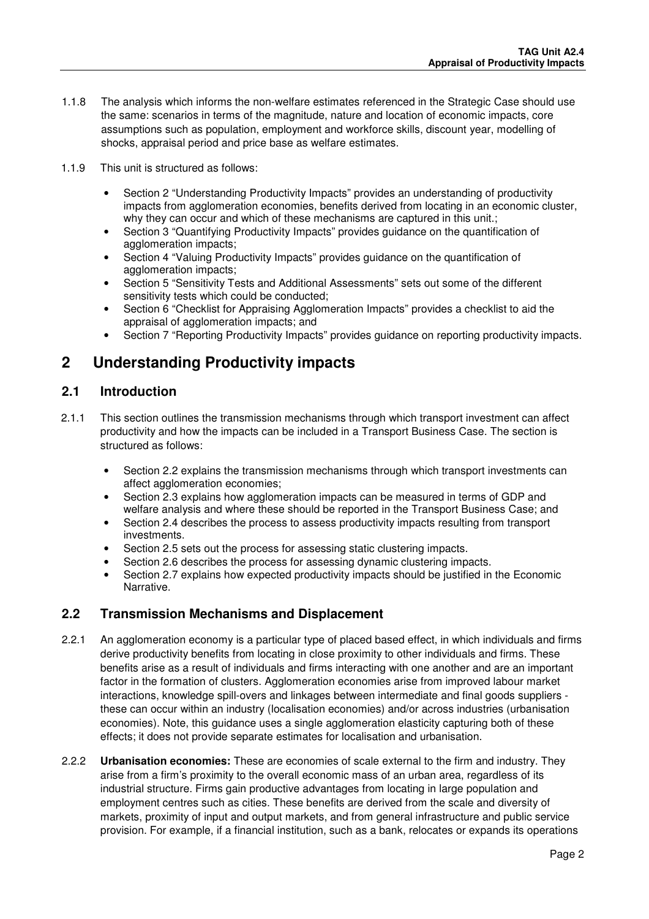1.1.8 The analysis which informs the non-welfare estimates referenced in the Strategic Case should use the same: scenarios in terms of the magnitude, nature and location of economic impacts, core assumptions such as population, employment and workforce skills, discount year, modelling of shocks, appraisal period and price base as welfare estimates.

1.1.9 This unit is structured as follows:

- Section 2 "Understanding Productivity Impacts" provides an understanding of productivity impacts from agglomeration economies, benefits derived from locating in an economic cluster, why they can occur and which of these mechanisms are captured in this unit.;
- Section 3 "Quantifying Productivity Impacts" provides guidance on the quantification of agglomeration impacts;
- Section 4 "Valuing Productivity Impacts" provides guidance on the quantification of agglomeration impacts;
- Section 5 "Sensitivity Tests and Additional Assessments" sets out some of the different sensitivity tests which could be conducted;
- Section 6 "Checklist for Appraising Agglomeration Impacts" provides a checklist to aid the appraisal of agglomeration impacts; and
- Section 7 "Reporting Productivity Impacts" provides guidance on reporting productivity impacts.

# 2 Understanding Productivity impacts

## 2.1 Introduction

2.1.1 This section outlines the transmission mechanisms through which transport investment can affect productivity and how the impacts can be included in a Transport Business Case. The section is structured as follows:

- Section 2.2 explains the transmission mechanisms through which transport investments can affect agglomeration economies;
- Section 2.3 explains how agglomeration impacts can be measured in terms of GDP and welfare analysis and where these should be reported in the Transport Business Case; and
- Section 2.4 describes the process to assess productivity impacts resulting from transport investments.
- Section 2.5 sets out the process for assessing static clustering impacts.
- Section 2.6 describes the process for assessing dynamic clustering impacts.
- Section 2.7 explains how expected productivity impacts should be justified in the Economic Narrative.

## 2.2 Transmission Mechanisms and Displacement

2.2.1 An agglomeration economy is a particular type of placed based effect, in which individuals and firms derive productivity benefits from locating in close proximity to other individuals and firms. These benefits arise as a result of individuals and firms interacting with one another and are an important factor in the formation of clusters. Agglomeration economies arise from improved labour market interactions, knowledge spill-overs and linkages between intermediate and final goods suppliers - these can occur within an industry (localisation economies) and/or across industries (urbanisation economies). Note, this guidance uses a single agglomeration elasticity capturing both of these effects; it does not provide separate estimates for localisation and urbanisation.

2.2.2 **Urbanisation economies:** These are economies of scale external to the firm and industry. They arise from a firm's proximity to the overall economic mass of an urban area, regardless of its industrial structure. Firms gain productive advantages from locating in large population and employment centres such as cities. These benefits are derived from the scale and diversity of markets, proximity of input and output markets, and from general infrastructure and public service provision. For example, if a financial institution, such as a bank, relocates or expands its operations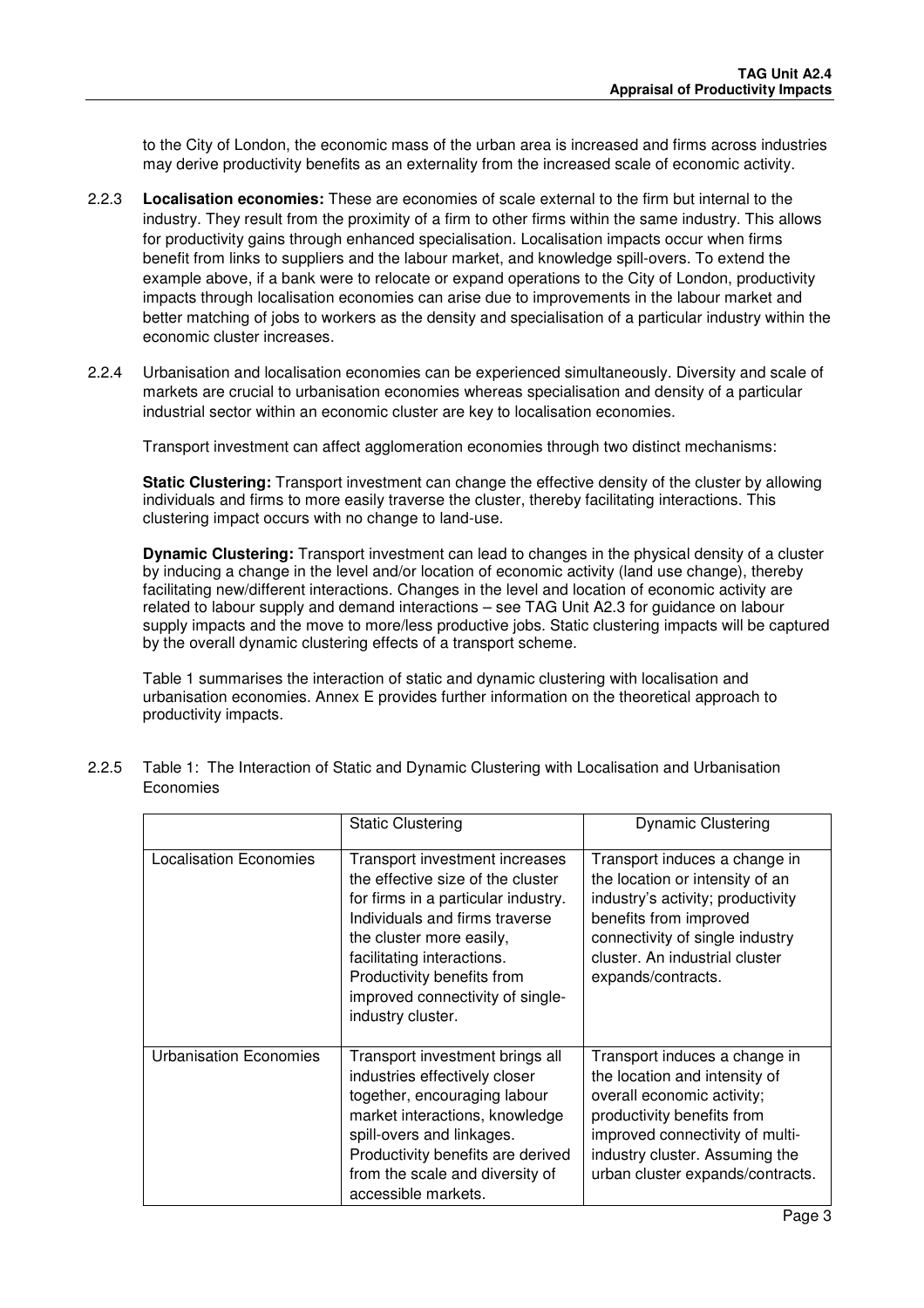to the City of London, the economic mass of the urban area is increased and firms across industries may derive productivity benefits as an externality from the increased scale of economic activity.

2.2.3 **Localisation economies:** These are economies of scale external to the firm but internal to the industry. They result from the proximity of a firm to other firms within the same industry. This allows for productivity gains through enhanced specialisation. Localisation impacts occur when firms benefit from links to suppliers and the labour market, and knowledge spill-overs. To extend the example above, if a bank were to relocate or expand operations to the City of London, productivity impacts through localisation economies can arise due to improvements in the labour market and better matching of jobs to workers as the density and specialisation of a particular industry within the economic cluster increases.

2.2.4 Urbanisation and localisation economies can be experienced simultaneously. Diversity and scale of markets are crucial to urbanisation economies whereas specialisation and density of a particular industrial sector within an economic cluster are key to localisation economies.

Transport investment can affect agglomeration economies through two distinct mechanisms:

**Static Clustering:** Transport investment can change the effective density of the cluster by allowing individuals and firms to more easily traverse the cluster, thereby facilitating interactions. This clustering impact occurs with no change to land-use.

**Dynamic Clustering:** Transport investment can lead to changes in the physical density of a cluster by inducing a change in the level and/or location of economic activity (land use change), thereby facilitating new/different interactions. Changes in the level and location of economic activity are related to labour supply and demand interactions – see TAG Unit A2.3 for guidance on labour supply impacts and the move to more/less productive jobs. Static clustering impacts will be captured by the overall dynamic clustering effects of a transport scheme.

Table 1 summarises the interaction of static and dynamic clustering with localisation and urbanisation economies. Annex E provides further information on the theoretical approach to productivity impacts.

2.2.5 Table 1: The Interaction of Static and Dynamic Clustering with Localisation and Urbanisation Economies

| | Static Clustering | Dynamic Clustering |
|---|---|---|
| Localisation Economies | Transport investment increases the effective size of the cluster for firms in a particular industry. Individuals and firms traverse the cluster more easily, facilitating interactions. Productivity benefits from improved connectivity of single-industry cluster. | Transport induces a change in the location or intensity of an industry's activity; productivity benefits from improved connectivity of single industry cluster. An industrial cluster expands/contracts. |
| Urbanisation Economies | Transport investment brings all industries effectively closer together, encouraging labour market interactions, knowledge spill-overs and linkages. Productivity benefits are derived from the scale and diversity of accessible markets. | Transport induces a change in the location and intensity of overall economic activity; productivity benefits from improved connectivity of multi-industry cluster. Assuming the urban cluster expands/contracts. |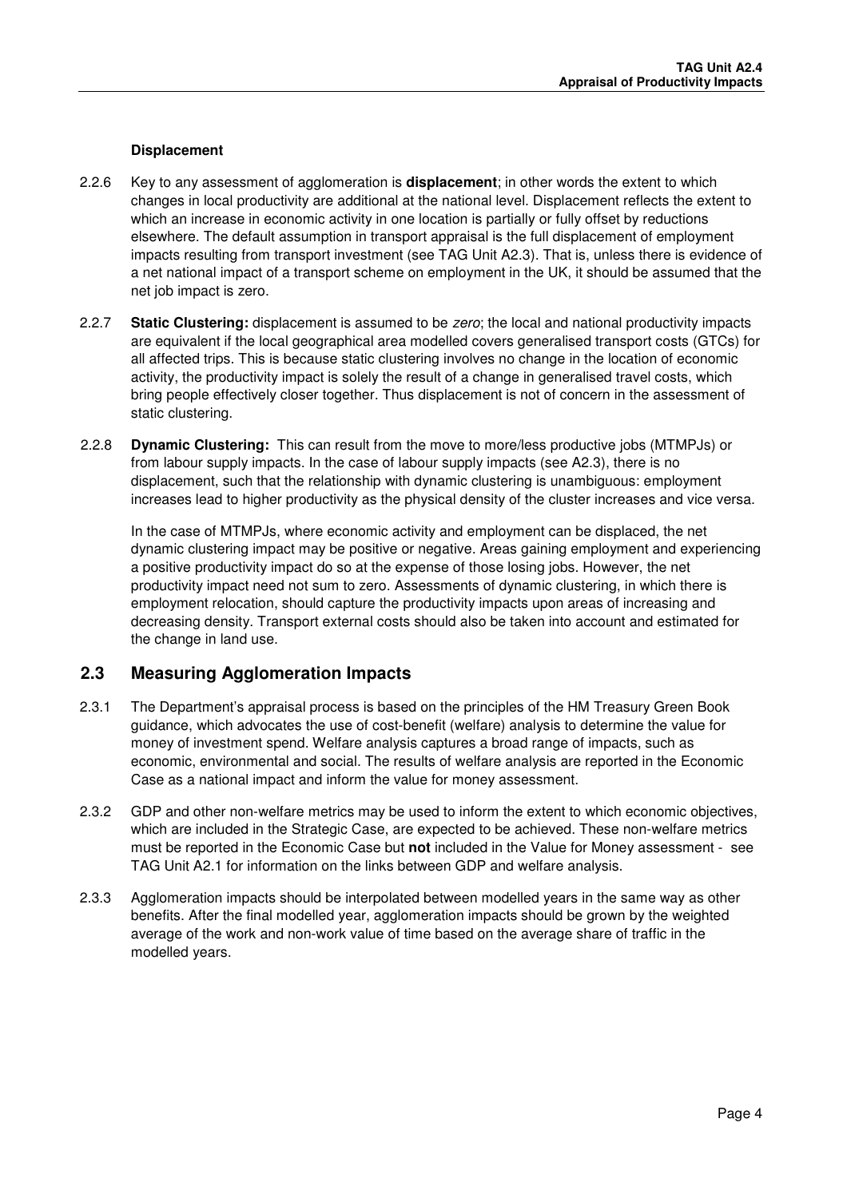### Displacement

2.2.6 Key to any assessment of agglomeration is **displacement**; in other words the extent to which changes in local productivity are additional at the national level. Displacement reflects the extent to which an increase in economic activity in one location is partially or fully offset by reductions elsewhere. The default assumption in transport appraisal is the full displacement of employment impacts resulting from transport investment (see TAG Unit A2.3). That is, unless there is evidence of a net national impact of a transport scheme on employment in the UK, it should be assumed that the net job impact is zero.

2.2.7 **Static Clustering:** displacement is assumed to be *zero*; the local and national productivity impacts are equivalent if the local geographical area modelled covers generalised transport costs (GTCs) for all affected trips. This is because static clustering involves no change in the location of economic activity, the productivity impact is solely the result of a change in generalised travel costs, which bring people effectively closer together. Thus displacement is not of concern in the assessment of static clustering.

2.2.8 **Dynamic Clustering:** This can result from the move to more/less productive jobs (MTMPJs) or from labour supply impacts. In the case of labour supply impacts (see A2.3), there is no displacement, such that the relationship with dynamic clustering is unambiguous: employment increases lead to higher productivity as the physical density of the cluster increases and vice versa.

In the case of MTMPJs, where economic activity and employment can be displaced, the net dynamic clustering impact may be positive or negative. Areas gaining employment and experiencing a positive productivity impact do so at the expense of those losing jobs. However, the net productivity impact need not sum to zero. Assessments of dynamic clustering, in which there is employment relocation, should capture the productivity impacts upon areas of increasing and decreasing density. Transport external costs should also be taken into account and estimated for the change in land use.

## 2.3 Measuring Agglomeration Impacts

2.3.1 The Department's appraisal process is based on the principles of the HM Treasury Green Book guidance, which advocates the use of cost-benefit (welfare) analysis to determine the value for money of investment spend. Welfare analysis captures a broad range of impacts, such as economic, environmental and social. The results of welfare analysis are reported in the Economic Case as a national impact and inform the value for money assessment.

2.3.2 GDP and other non-welfare metrics may be used to inform the extent to which economic objectives, which are included in the Strategic Case, are expected to be achieved. These non-welfare metrics must be reported in the Economic Case but **not** included in the Value for Money assessment - see TAG Unit A2.1 for information on the links between GDP and welfare analysis.

2.3.3 Agglomeration impacts should be interpolated between modelled years in the same way as other benefits. After the final modelled year, agglomeration impacts should be grown by the weighted average of the work and non-work value of time based on the average share of traffic in the modelled years.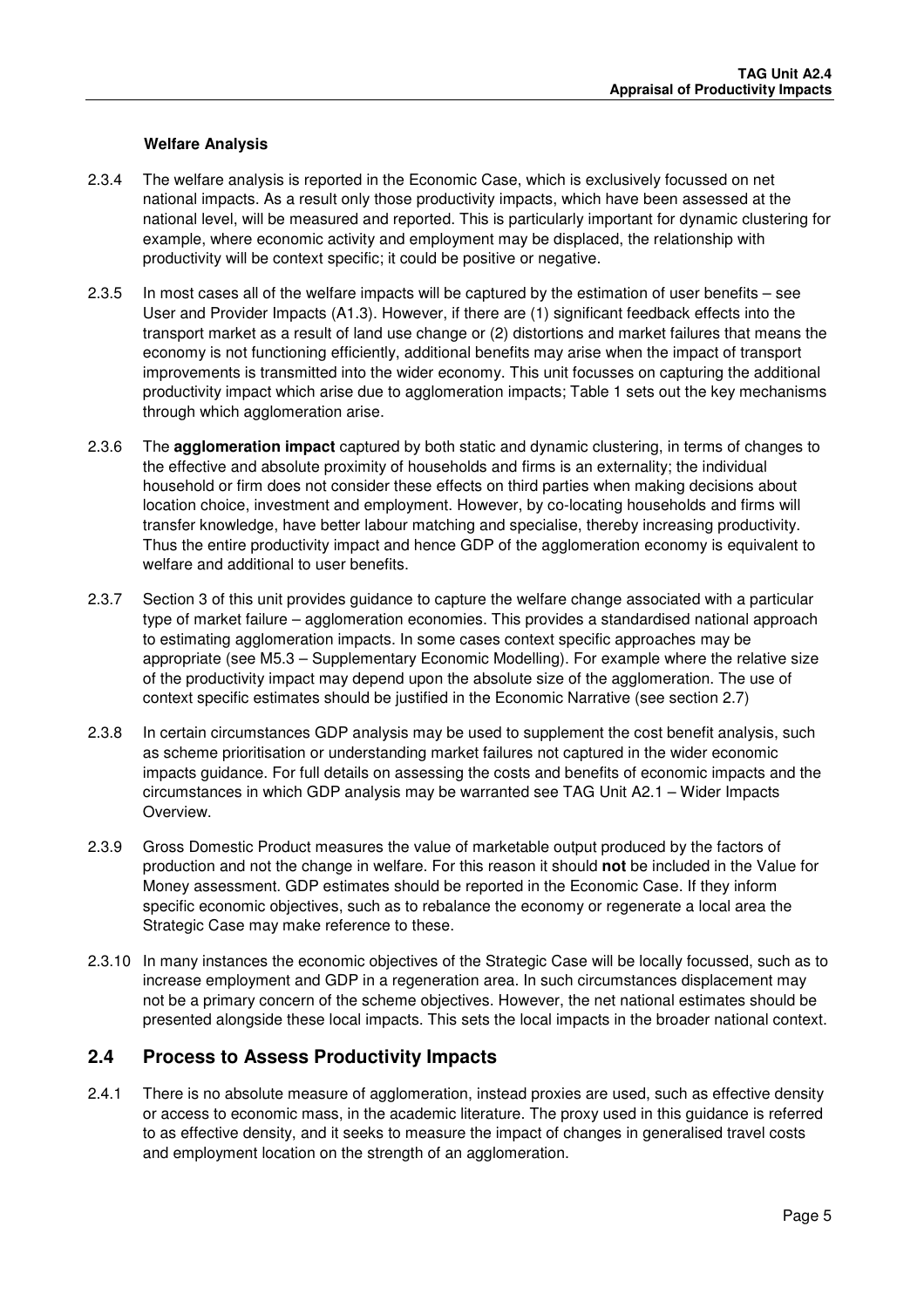**Welfare Analysis**

2.3.4 The welfare analysis is reported in the Economic Case, which is exclusively focussed on net national impacts. As a result only those productivity impacts, which have been assessed at the national level, will be measured and reported. This is particularly important for dynamic clustering for example, where economic activity and employment may be displaced, the relationship with productivity will be context specific; it could be positive or negative.

2.3.5 In most cases all of the welfare impacts will be captured by the estimation of user benefits – see User and Provider Impacts (A1.3). However, if there are (1) significant feedback effects into the transport market as a result of land use change or (2) distortions and market failures that means the economy is not functioning efficiently, additional benefits may arise when the impact of transport improvements is transmitted into the wider economy. This unit focusses on capturing the additional productivity impact which arise due to agglomeration impacts; Table 1 sets out the key mechanisms through which agglomeration arise.

2.3.6 The **agglomeration impact** captured by both static and dynamic clustering, in terms of changes to the effective and absolute proximity of households and firms is an externality; the individual household or firm does not consider these effects on third parties when making decisions about location choice, investment and employment. However, by co-locating households and firms will transfer knowledge, have better labour matching and specialise, thereby increasing productivity. Thus the entire productivity impact and hence GDP of the agglomeration economy is equivalent to welfare and additional to user benefits.

2.3.7 Section 3 of this unit provides guidance to capture the welfare change associated with a particular type of market failure – agglomeration economies. This provides a standardised national approach to estimating agglomeration impacts. In some cases context specific approaches may be appropriate (see M5.3 – Supplementary Economic Modelling). For example where the relative size of the productivity impact may depend upon the absolute size of the agglomeration. The use of context specific estimates should be justified in the Economic Narrative (see section 2.7)

2.3.8 In certain circumstances GDP analysis may be used to supplement the cost benefit analysis, such as scheme prioritisation or understanding market failures not captured in the wider economic impacts guidance. For full details on assessing the costs and benefits of economic impacts and the circumstances in which GDP analysis may be warranted see TAG Unit A2.1 – Wider Impacts Overview.

2.3.9 Gross Domestic Product measures the value of marketable output produced by the factors of production and not the change in welfare. For this reason it should **not** be included in the Value for Money assessment. GDP estimates should be reported in the Economic Case. If they inform specific economic objectives, such as to rebalance the economy or regenerate a local area the Strategic Case may make reference to these.

2.3.10 In many instances the economic objectives of the Strategic Case will be locally focussed, such as to increase employment and GDP in a regeneration area. In such circumstances displacement may not be a primary concern of the scheme objectives. However, the net national estimates should be presented alongside these local impacts. This sets the local impacts in the broader national context.

## 2.4 Process to Assess Productivity Impacts

2.4.1 There is no absolute measure of agglomeration, instead proxies are used, such as effective density or access to economic mass, in the academic literature. The proxy used in this guidance is referred to as effective density, and it seeks to measure the impact of changes in generalised travel costs and employment location on the strength of an agglomeration.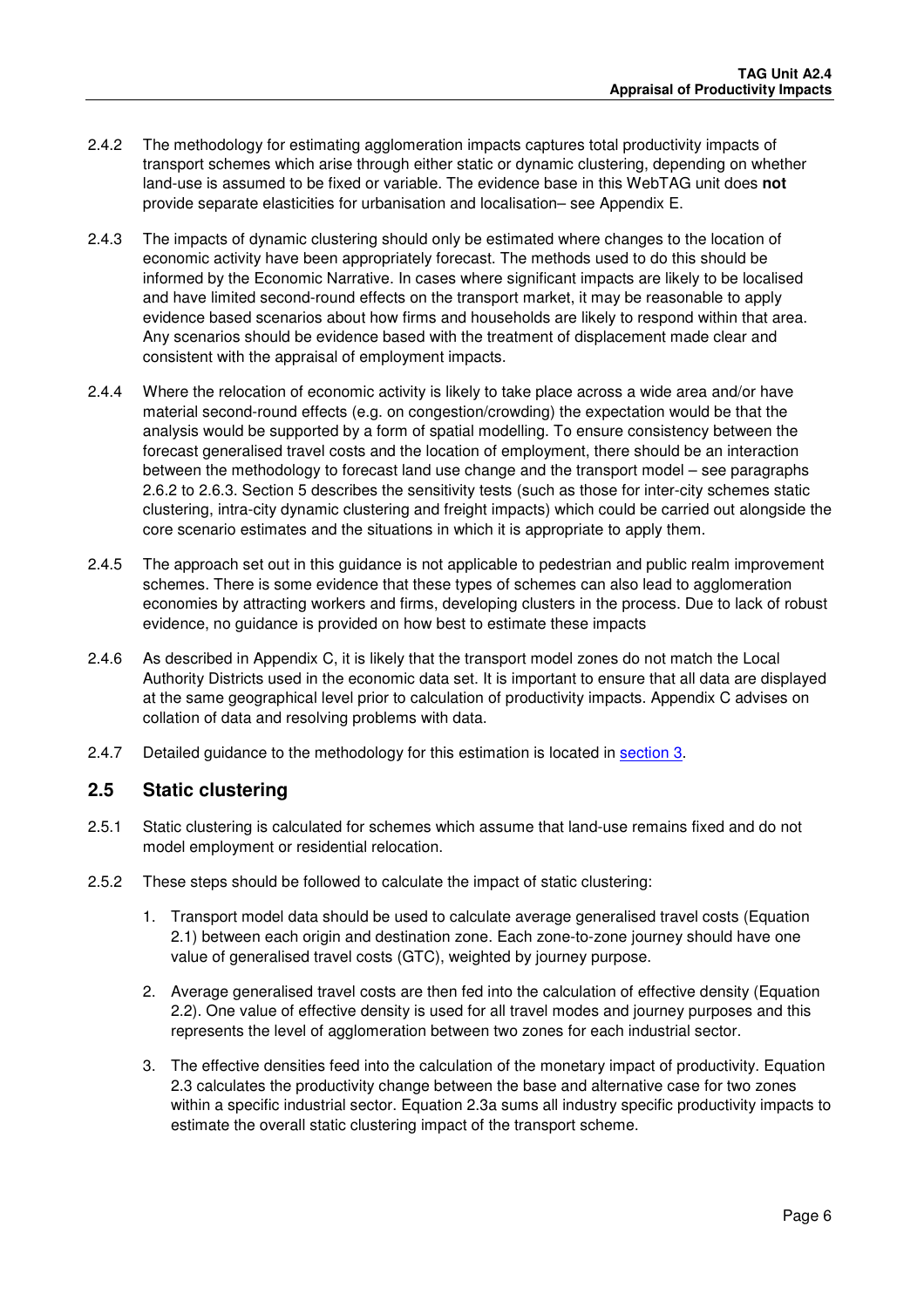2.4.2 The methodology for estimating agglomeration impacts captures total productivity impacts of transport schemes which arise through either static or dynamic clustering, depending on whether land-use is assumed to be fixed or variable. The evidence base in this WebTAG unit does **not** provide separate elasticities for urbanisation and localisation– see Appendix E.

2.4.3 The impacts of dynamic clustering should only be estimated where changes to the location of economic activity have been appropriately forecast. The methods used to do this should be informed by the Economic Narrative. In cases where significant impacts are likely to be localised and have limited second-round effects on the transport market, it may be reasonable to apply evidence based scenarios about how firms and households are likely to respond within that area. Any scenarios should be evidence based with the treatment of displacement made clear and consistent with the appraisal of employment impacts.

2.4.4 Where the relocation of economic activity is likely to take place across a wide area and/or have material second-round effects (e.g. on congestion/crowding) the expectation would be that the analysis would be supported by a form of spatial modelling. To ensure consistency between the forecast generalised travel costs and the location of employment, there should be an interaction between the methodology to forecast land use change and the transport model – see paragraphs 2.6.2 to 2.6.3. Section 5 describes the sensitivity tests (such as those for inter-city schemes static clustering, intra-city dynamic clustering and freight impacts) which could be carried out alongside the core scenario estimates and the situations in which it is appropriate to apply them.

2.4.5 The approach set out in this guidance is not applicable to pedestrian and public realm improvement schemes. There is some evidence that these types of schemes can also lead to agglomeration economies by attracting workers and firms, developing clusters in the process. Due to lack of robust evidence, no guidance is provided on how best to estimate these impacts

2.4.6 As described in Appendix C, it is likely that the transport model zones do not match the Local Authority Districts used in the economic data set. It is important to ensure that all data are displayed at the same geographical level prior to calculation of productivity impacts. Appendix C advises on collation of data and resolving problems with data.

2.4.7 Detailed guidance to the methodology for this estimation is located in section 3.

## 2.5 Static clustering

2.5.1 Static clustering is calculated for schemes which assume that land-use remains fixed and do not model employment or residential relocation.

2.5.2 These steps should be followed to calculate the impact of static clustering:

1. Transport model data should be used to calculate average generalised travel costs (Equation 2.1) between each origin and destination zone. Each zone-to-zone journey should have one value of generalised travel costs (GTC), weighted by journey purpose.
2. Average generalised travel costs are then fed into the calculation of effective density (Equation 2.2). One value of effective density is used for all travel modes and journey purposes and this represents the level of agglomeration between two zones for each industrial sector.
3. The effective densities feed into the calculation of the monetary impact of productivity. Equation 2.3 calculates the productivity change between the base and alternative case for two zones within a specific industrial sector. Equation 2.3a sums all industry specific productivity impacts to estimate the overall static clustering impact of the transport scheme.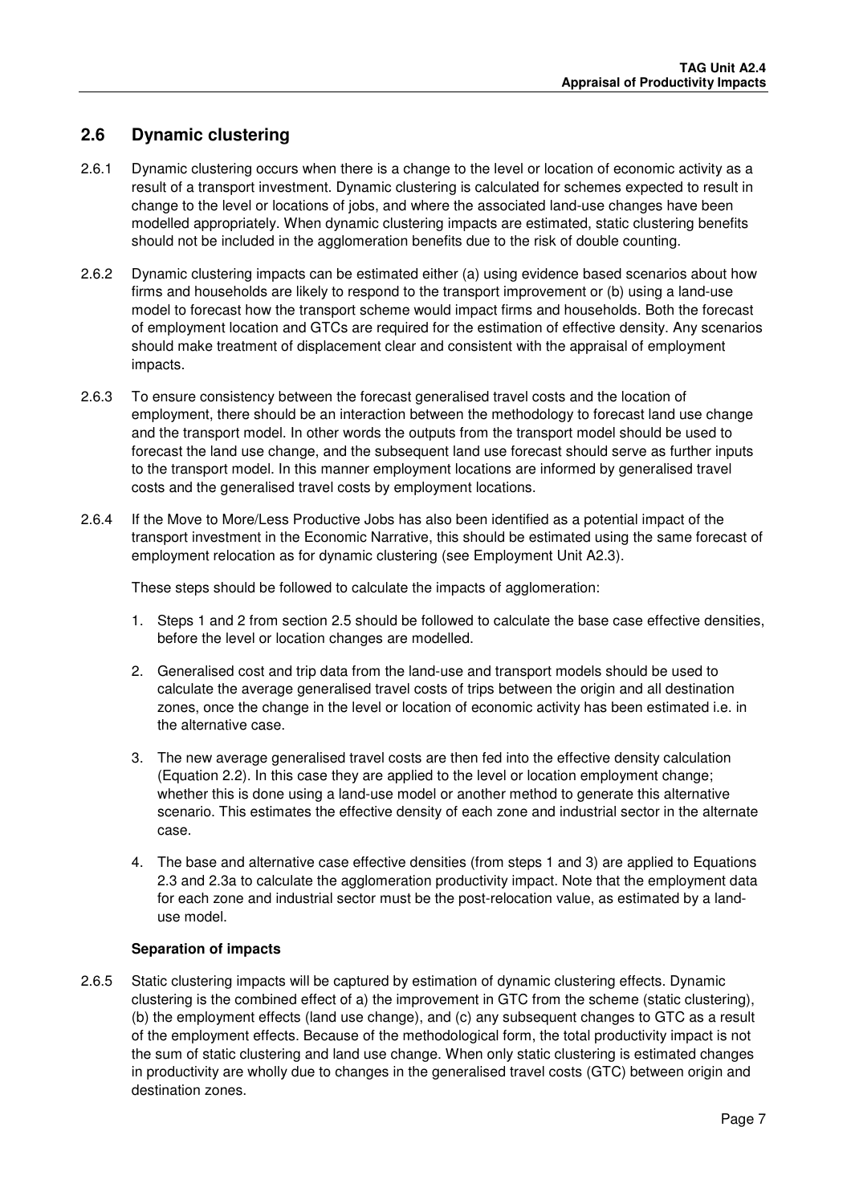## 2.6 Dynamic clustering

2.6.1 Dynamic clustering occurs when there is a change to the level or location of economic activity as a result of a transport investment. Dynamic clustering is calculated for schemes expected to result in change to the level or locations of jobs, and where the associated land-use changes have been modelled appropriately. When dynamic clustering impacts are estimated, static clustering benefits should not be included in the agglomeration benefits due to the risk of double counting.

2.6.2 Dynamic clustering impacts can be estimated either (a) using evidence based scenarios about how firms and households are likely to respond to the transport improvement or (b) using a land-use model to forecast how the transport scheme would impact firms and households. Both the forecast of employment location and GTCs are required for the estimation of effective density. Any scenarios should make treatment of displacement clear and consistent with the appraisal of employment impacts.

2.6.3 To ensure consistency between the forecast generalised travel costs and the location of employment, there should be an interaction between the methodology to forecast land use change and the transport model. In other words the outputs from the transport model should be used to forecast the land use change, and the subsequent land use forecast should serve as further inputs to the transport model. In this manner employment locations are informed by generalised travel costs and the generalised travel costs by employment locations.

2.6.4 If the Move to More/Less Productive Jobs has also been identified as a potential impact of the transport investment in the Economic Narrative, this should be estimated using the same forecast of employment relocation as for dynamic clustering (see Employment Unit A2.3).

These steps should be followed to calculate the impacts of agglomeration:

1. Steps 1 and 2 from section 2.5 should be followed to calculate the base case effective densities, before the level or location changes are modelled.

2. Generalised cost and trip data from the land-use and transport models should be used to calculate the average generalised travel costs of trips between the origin and all destination zones, once the change in the level or location of economic activity has been estimated i.e. in the alternative case.

3. The new average generalised travel costs are then fed into the effective density calculation (Equation 2.2). In this case they are applied to the level or location employment change; whether this is done using a land-use model or another method to generate this alternative scenario. This estimates the effective density of each zone and industrial sector in the alternate case.

4. The base and alternative case effective densities (from steps 1 and 3) are applied to Equations 2.3 and 2.3a to calculate the agglomeration productivity impact. Note that the employment data for each zone and industrial sector must be the post-relocation value, as estimated by a land-use model.

**Separation of impacts**

2.6.5 Static clustering impacts will be captured by estimation of dynamic clustering effects. Dynamic clustering is the combined effect of a) the improvement in GTC from the scheme (static clustering), (b) the employment effects (land use change), and (c) any subsequent changes to GTC as a result of the employment effects. Because of the methodological form, the total productivity impact is not the sum of static clustering and land use change. When only static clustering is estimated changes in productivity are wholly due to changes in the generalised travel costs (GTC) between origin and destination zones.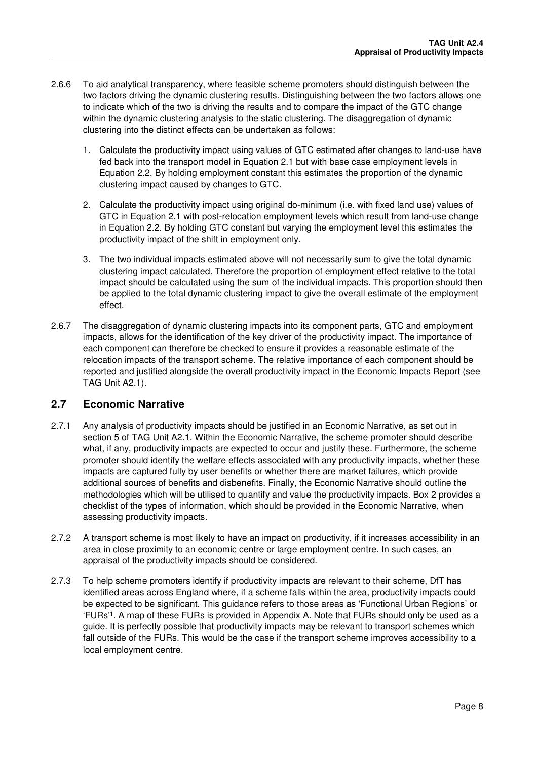2.6.6 To aid analytical transparency, where feasible scheme promoters should distinguish between the two factors driving the dynamic clustering results. Distinguishing between the two factors allows one to indicate which of the two is driving the results and to compare the impact of the GTC change within the dynamic clustering analysis to the static clustering. The disaggregation of dynamic clustering into the distinct effects can be undertaken as follows:

1. Calculate the productivity impact using values of GTC estimated after changes to land-use have fed back into the transport model in Equation 2.1 but with base case employment levels in Equation 2.2. By holding employment constant this estimates the proportion of the dynamic clustering impact caused by changes to GTC.

2. Calculate the productivity impact using original do-minimum (i.e. with fixed land use) values of GTC in Equation 2.1 with post-relocation employment levels which result from land-use change in Equation 2.2. By holding GTC constant but varying the employment level this estimates the productivity impact of the shift in employment only.

3. The two individual impacts estimated above will not necessarily sum to give the total dynamic clustering impact calculated. Therefore the proportion of employment effect relative to the total impact should be calculated using the sum of the individual impacts. This proportion should then be applied to the total dynamic clustering impact to give the overall estimate of the employment effect.

2.6.7 The disaggregation of dynamic clustering impacts into its component parts, GTC and employment impacts, allows for the identification of the key driver of the productivity impact. The importance of each component can therefore be checked to ensure it provides a reasonable estimate of the relocation impacts of the transport scheme. The relative importance of each component should be reported and justified alongside the overall productivity impact in the Economic Impacts Report (see TAG Unit A2.1).

## 2.7 Economic Narrative

2.7.1 Any analysis of productivity impacts should be justified in an Economic Narrative, as set out in section 5 of TAG Unit A2.1. Within the Economic Narrative, the scheme promoter should describe what, if any, productivity impacts are expected to occur and justify these. Furthermore, the scheme promoter should identify the welfare effects associated with any productivity impacts, whether these impacts are captured fully by user benefits or whether there are market failures, which provide additional sources of benefits and disbenefits. Finally, the Economic Narrative should outline the methodologies which will be utilised to quantify and value the productivity impacts. Box 2 provides a checklist of the types of information, which should be provided in the Economic Narrative, when assessing productivity impacts.

2.7.2 A transport scheme is most likely to have an impact on productivity, if it increases accessibility in an area in close proximity to an economic centre or large employment centre. In such cases, an appraisal of the productivity impacts should be considered.

2.7.3 To help scheme promoters identify if productivity impacts are relevant to their scheme, DfT has identified areas across England where, if a scheme falls within the area, productivity impacts could be expected to be significant. This guidance refers to those areas as 'Functional Urban Regions' or 'FURs'[1]. A map of these FURs is provided in Appendix A. Note that FURs should only be used as a guide. It is perfectly possible that productivity impacts may be relevant to transport schemes which fall outside of the FURs. This would be the case if the transport scheme improves accessibility to a local employment centre.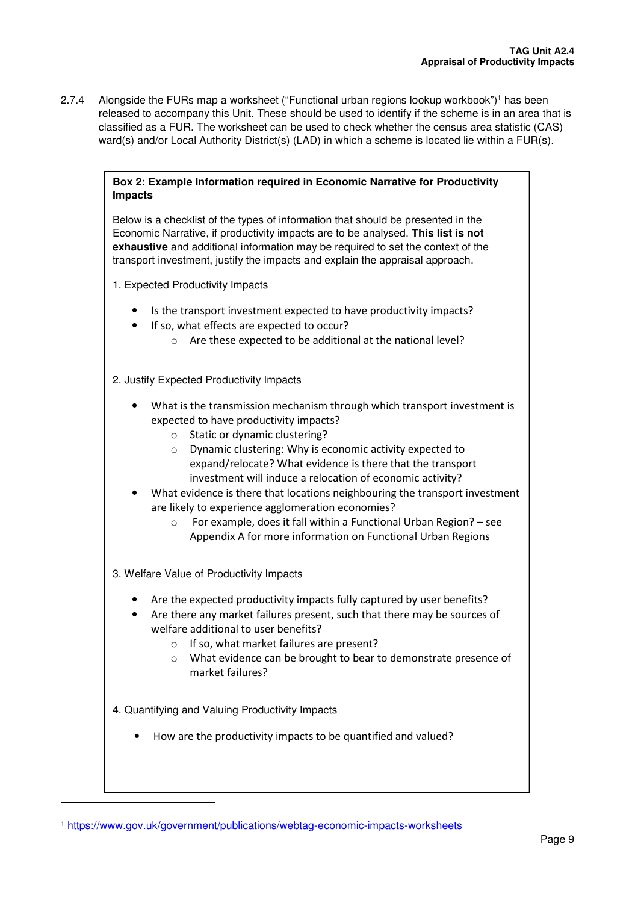2.7.4 Alongside the FURs map a worksheet ("Functional urban regions lookup workbook")[1] has been released to accompany this Unit. These should be used to identify if the scheme is in an area that is classified as a FUR. The worksheet can be used to check whether the census area statistic (CAS) ward(s) and/or Local Authority District(s) (LAD) in which a scheme is located lie within a FUR(s).

**Box 2: Example Information required in Economic Narrative for Productivity Impacts**

Below is a checklist of the types of information that should be presented in the Economic Narrative, if productivity impacts are to be analysed. **This list is not exhaustive** and additional information may be required to set the context of the transport investment, justify the impacts and explain the appraisal approach.

1. Expected Productivity Impacts

- Is the transport investment expected to have productivity impacts?
- If so, what effects are expected to occur?
    - Are these expected to be additional at the national level?

2. Justify Expected Productivity Impacts

- What is the transmission mechanism through which transport investment is expected to have productivity impacts?
    - Static or dynamic clustering?
    - Dynamic clustering: Why is economic activity expected to expand/relocate? What evidence is there that the transport investment will induce a relocation of economic activity?
- What evidence is there that locations neighbouring the transport investment are likely to experience agglomeration economies?
    - For example, does it fall within a Functional Urban Region? – see Appendix A for more information on Functional Urban Regions

3. Welfare Value of Productivity Impacts

- Are the expected productivity impacts fully captured by user benefits?
- Are there any market failures present, such that there may be sources of welfare additional to user benefits?
    - If so, what market failures are present?
    - What evidence can be brought to bear to demonstrate presence of market failures?

4. Quantifying and Valuing Productivity Impacts

- How are the productivity impacts to be quantified and valued?

[1] https://www.gov.uk/government/publications/webtag-economic-impacts-worksheets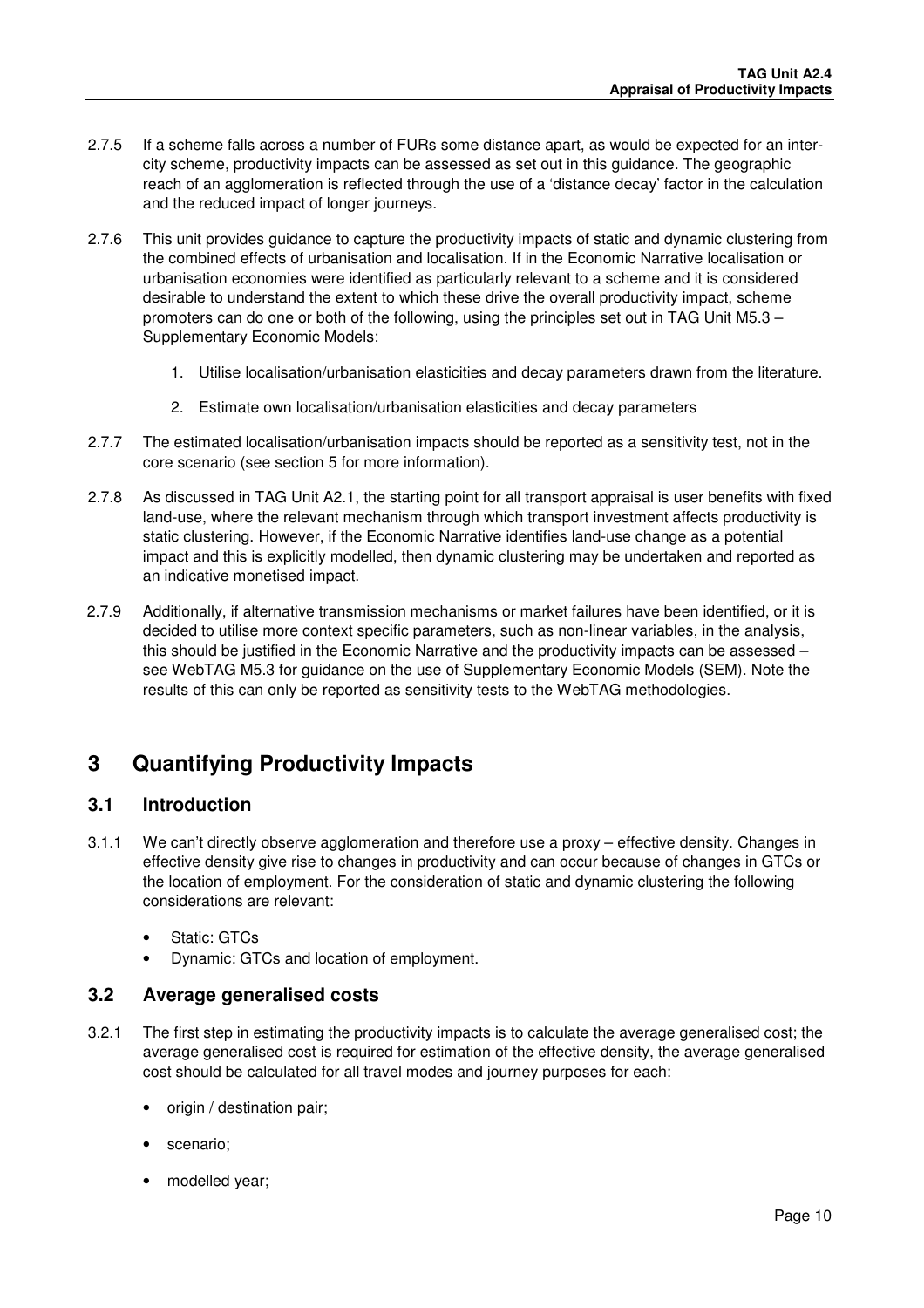2.7.5 If a scheme falls across a number of FURs some distance apart, as would be expected for an inter-city scheme, productivity impacts can be assessed as set out in this guidance. The geographic reach of an agglomeration is reflected through the use of a 'distance decay' factor in the calculation and the reduced impact of longer journeys.

2.7.6 This unit provides guidance to capture the productivity impacts of static and dynamic clustering from the combined effects of urbanisation and localisation. If in the Economic Narrative localisation or urbanisation economies were identified as particularly relevant to a scheme and it is considered desirable to understand the extent to which these drive the overall productivity impact, scheme promoters can do one or both of the following, using the principles set out in TAG Unit M5.3 – Supplementary Economic Models:

1. Utilise localisation/urbanisation elasticities and decay parameters drawn from the literature.
2. Estimate own localisation/urbanisation elasticities and decay parameters

2.7.7 The estimated localisation/urbanisation impacts should be reported as a sensitivity test, not in the core scenario (see section 5 for more information).

2.7.8 As discussed in TAG Unit A2.1, the starting point for all transport appraisal is user benefits with fixed land-use, where the relevant mechanism through which transport investment affects productivity is static clustering. However, if the Economic Narrative identifies land-use change as a potential impact and this is explicitly modelled, then dynamic clustering may be undertaken and reported as an indicative monetised impact.

2.7.9 Additionally, if alternative transmission mechanisms or market failures have been identified, or it is decided to utilise more context specific parameters, such as non-linear variables, in the analysis, this should be justified in the Economic Narrative and the productivity impacts can be assessed – see WebTAG M5.3 for guidance on the use of Supplementary Economic Models (SEM). Note the results of this can only be reported as sensitivity tests to the WebTAG methodologies.

# 3 Quantifying Productivity Impacts

## 3.1 Introduction

3.1.1 We can't directly observe agglomeration and therefore use a proxy – effective density. Changes in effective density give rise to changes in productivity and can occur because of changes in GTCs or the location of employment. For the consideration of static and dynamic clustering the following considerations are relevant:

- Static: GTCs
- Dynamic: GTCs and location of employment.

## 3.2 Average generalised costs

3.2.1 The first step in estimating the productivity impacts is to calculate the average generalised cost; the average generalised cost is required for estimation of the effective density, the average generalised cost should be calculated for all travel modes and journey purposes for each:

- origin / destination pair;
- scenario;
- modelled year;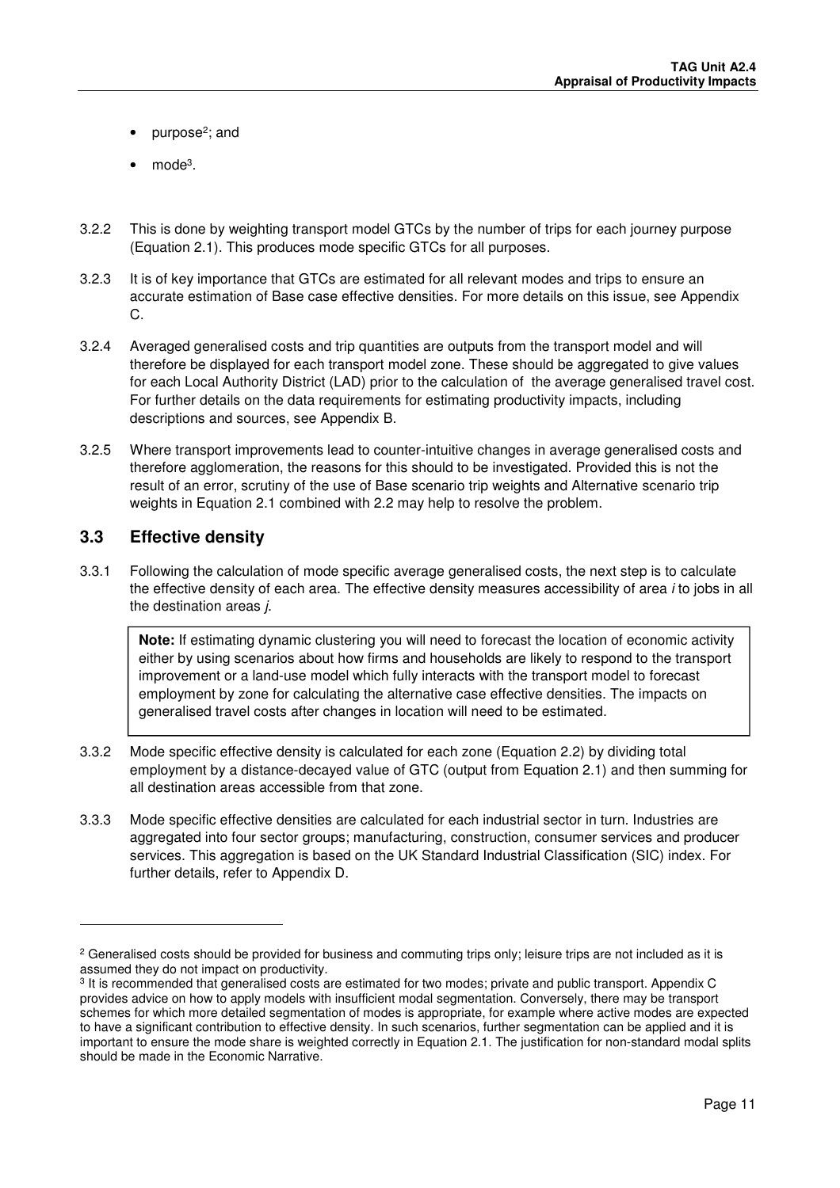- purpose[2]; and
- mode[3].

3.2.2 This is done by weighting transport model GTCs by the number of trips for each journey purpose (Equation 2.1). This produces mode specific GTCs for all purposes.

3.2.3 It is of key importance that GTCs are estimated for all relevant modes and trips to ensure an accurate estimation of Base case effective densities. For more details on this issue, see Appendix C.

3.2.4 Averaged generalised costs and trip quantities are outputs from the transport model and will therefore be displayed for each transport model zone. These should be aggregated to give values for each Local Authority District (LAD) prior to the calculation of the average generalised travel cost. For further details on the data requirements for estimating productivity impacts, including descriptions and sources, see Appendix B.

3.2.5 Where transport improvements lead to counter-intuitive changes in average generalised costs and therefore agglomeration, the reasons for this should to be investigated. Provided this is not the result of an error, scrutiny of the use of Base scenario trip weights and Alternative scenario trip weights in Equation 2.1 combined with 2.2 may help to resolve the problem.

## 3.3 Effective density

3.3.1 Following the calculation of mode specific average generalised costs, the next step is to calculate the effective density of each area. The effective density measures accessibility of area *i* to jobs in all the destination areas *j*.

> **Note:** If estimating dynamic clustering you will need to forecast the location of economic activity either by using scenarios about how firms and households are likely to respond to the transport improvement or a land-use model which fully interacts with the transport model to forecast employment by zone for calculating the alternative case effective densities. The impacts on generalised travel costs after changes in location will need to be estimated.

3.3.2 Mode specific effective density is calculated for each zone (Equation 2.2) by dividing total employment by a distance-decayed value of GTC (output from Equation 2.1) and then summing for all destination areas accessible from that zone.

3.3.3 Mode specific effective densities are calculated for each industrial sector in turn. Industries are aggregated into four sector groups; manufacturing, construction, consumer services and producer services. This aggregation is based on the UK Standard Industrial Classification (SIC) index. For further details, refer to Appendix D.

---

[2] Generalised costs should be provided for business and commuting trips only; leisure trips are not included as it is assumed they do not impact on productivity.

[3] It is recommended that generalised costs are estimated for two modes; private and public transport. Appendix C provides advice on how to apply models with insufficient modal segmentation. Conversely, there may be transport schemes for which more detailed segmentation of modes is appropriate, for example where active modes are expected to have a significant contribution to effective density. In such scenarios, further segmentation can be applied and it is important to ensure the mode share is weighted correctly in Equation 2.1. The justification for non-standard modal splits should be made in the Economic Narrative.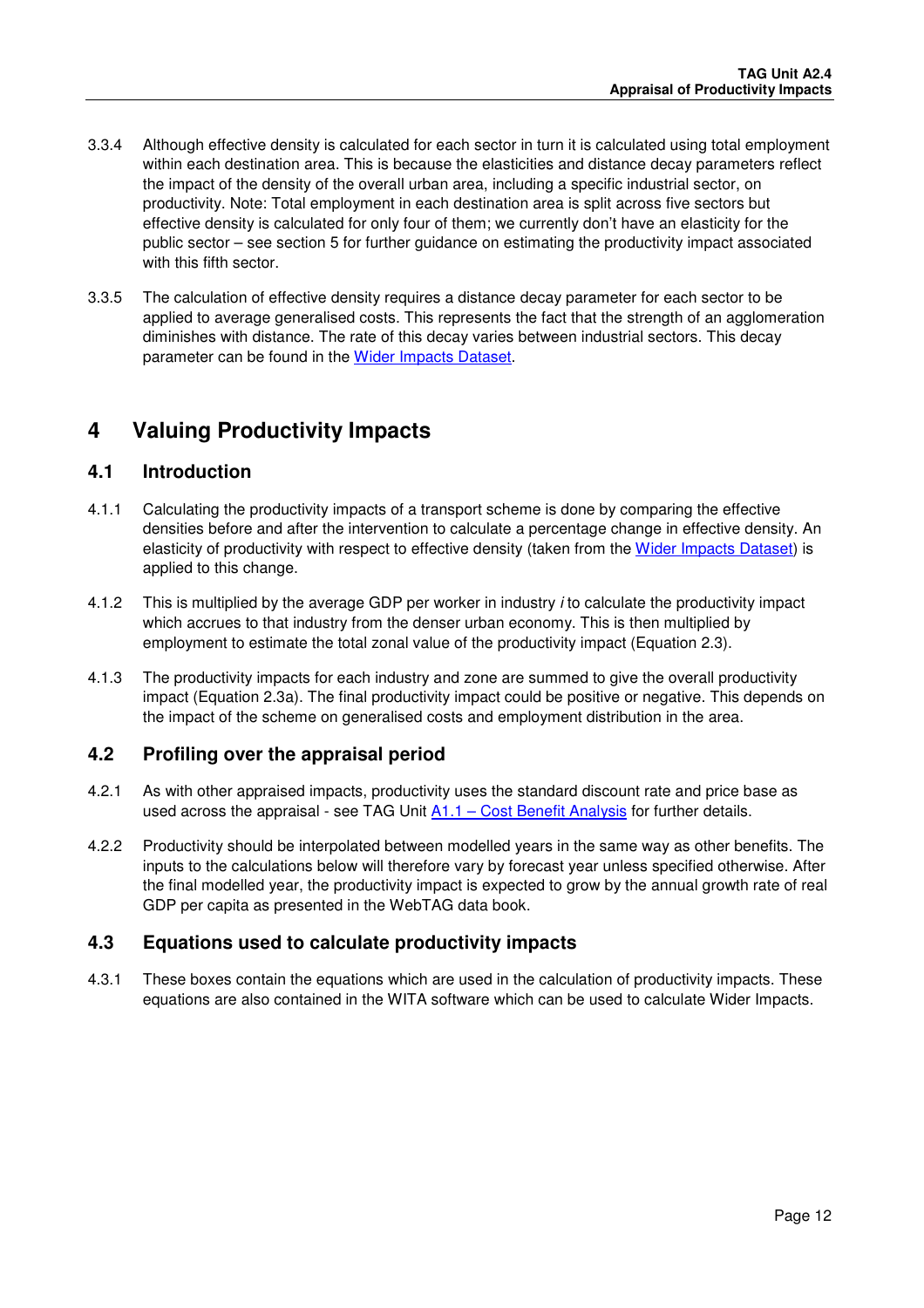3.3.4 Although effective density is calculated for each sector in turn it is calculated using total employment within each destination area. This is because the elasticities and distance decay parameters reflect the impact of the density of the overall urban area, including a specific industrial sector, on productivity. Note: Total employment in each destination area is split across five sectors but effective density is calculated for only four of them; we currently don't have an elasticity for the public sector – see section 5 for further guidance on estimating the productivity impact associated with this fifth sector.

3.3.5 The calculation of effective density requires a distance decay parameter for each sector to be applied to average generalised costs. This represents the fact that the strength of an agglomeration diminishes with distance. The rate of this decay varies between industrial sectors. This decay parameter can be found in the Wider Impacts Dataset.

# 4 Valuing Productivity Impacts

## 4.1 Introduction

4.1.1 Calculating the productivity impacts of a transport scheme is done by comparing the effective densities before and after the intervention to calculate a percentage change in effective density. An elasticity of productivity with respect to effective density (taken from the Wider Impacts Dataset) is applied to this change.

4.1.2 This is multiplied by the average GDP per worker in industry $i$ to calculate the productivity impact which accrues to that industry from the denser urban economy. This is then multiplied by employment to estimate the total zonal value of the productivity impact (Equation 2.3).

4.1.3 The productivity impacts for each industry and zone are summed to give the overall productivity impact (Equation 2.3a). The final productivity impact could be positive or negative. This depends on the impact of the scheme on generalised costs and employment distribution in the area.

## 4.2 Profiling over the appraisal period

4.2.1 As with other appraised impacts, productivity uses the standard discount rate and price base as used across the appraisal - see TAG Unit A1.1 – Cost Benefit Analysis for further details.

4.2.2 Productivity should be interpolated between modelled years in the same way as other benefits. The inputs to the calculations below will therefore vary by forecast year unless specified otherwise. After the final modelled year, the productivity impact is expected to grow by the annual growth rate of real GDP per capita as presented in the WebTAG data book.

## 4.3 Equations used to calculate productivity impacts

4.3.1 These boxes contain the equations which are used in the calculation of productivity impacts. These equations are also contained in the WITA software which can be used to calculate Wider Impacts.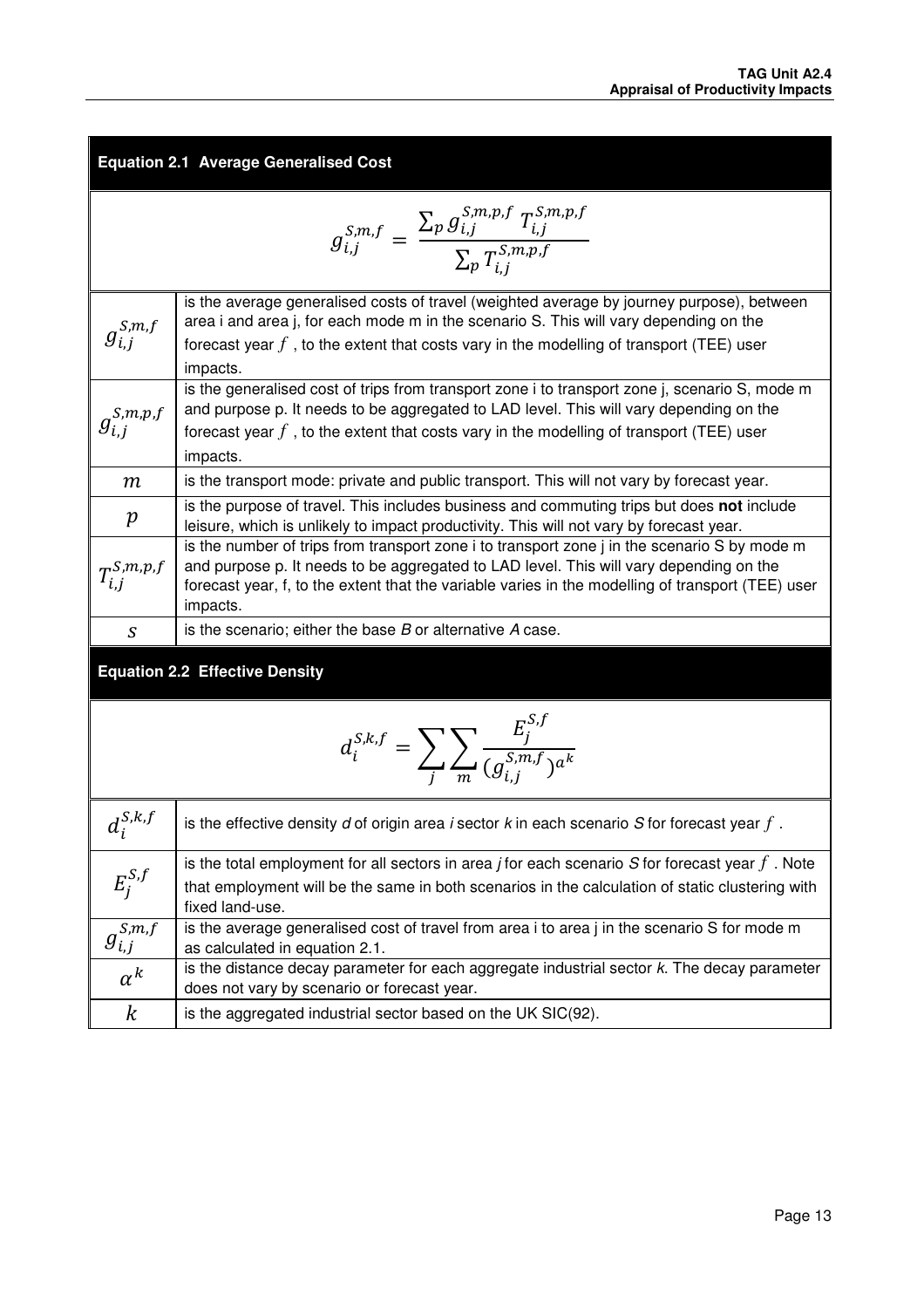**Equation 2.1 Average Generalised Cost**

$$g_{i,j}^{S,m,f} = \frac{\sum_p g_{i,j}^{S,m,p,f} \; T_{i,j}^{S,m,p,f}}{\sum_p T_{i,j}^{S,m,p,f}}$$

| Symbol | Description |
|---|---|
| $g_{i,j}^{S,m,f}$ | is the average generalised costs of travel (weighted average by journey purpose), between area i and area j, for each mode m in the scenario S. This will vary depending on the forecast year $f$, to the extent that costs vary in the modelling of transport (TEE) user impacts. |
| $g_{i,j}^{S,m,p,f}$ | is the generalised cost of trips from transport zone i to transport zone j, scenario S, mode m and purpose p. It needs to be aggregated to LAD level. This will vary depending on the forecast year $f$, to the extent that costs vary in the modelling of transport (TEE) user impacts. |
| $m$ | is the transport mode: private and public transport. This will not vary by forecast year. |
| $p$ | is the purpose of travel. This includes business and commuting trips but does **not** include leisure, which is unlikely to impact productivity. This will not vary by forecast year. |
| $T_{i,j}^{S,m,p,f}$ | is the number of trips from transport zone i to transport zone j in the scenario S by mode m and purpose p. It needs to be aggregated to LAD level. This will vary depending on the forecast year, f, to the extent that the variable varies in the modelling of transport (TEE) user impacts. |
| $S$ | is the scenario; either the base *B* or alternative *A* case. |

**Equation 2.2 Effective Density**

$$d_i^{S,k,f} = \sum_j \sum_m \frac{E_j^{S,f}}{(g_{i,j}^{S,m,f})^{\alpha^k}}$$

| Symbol | Description |
|---|---|
| $d_i^{S,k,f}$ | is the effective density *d* of origin area *i* sector *k* in each scenario *S* for forecast year $f$. |
| $E_j^{S,f}$ | is the total employment for all sectors in area *j* for each scenario *S* for forecast year $f$. Note that employment will be the same in both scenarios in the calculation of static clustering with fixed land-use. |
| $g_{i,j}^{S,m,f}$ | is the average generalised cost of travel from area i to area j in the scenario S for mode m as calculated in equation 2.1. |
| $\alpha^k$ | is the distance decay parameter for each aggregate industrial sector *k*. The decay parameter does not vary by scenario or forecast year. |
| $k$ | is the aggregated industrial sector based on the UK SIC(92). |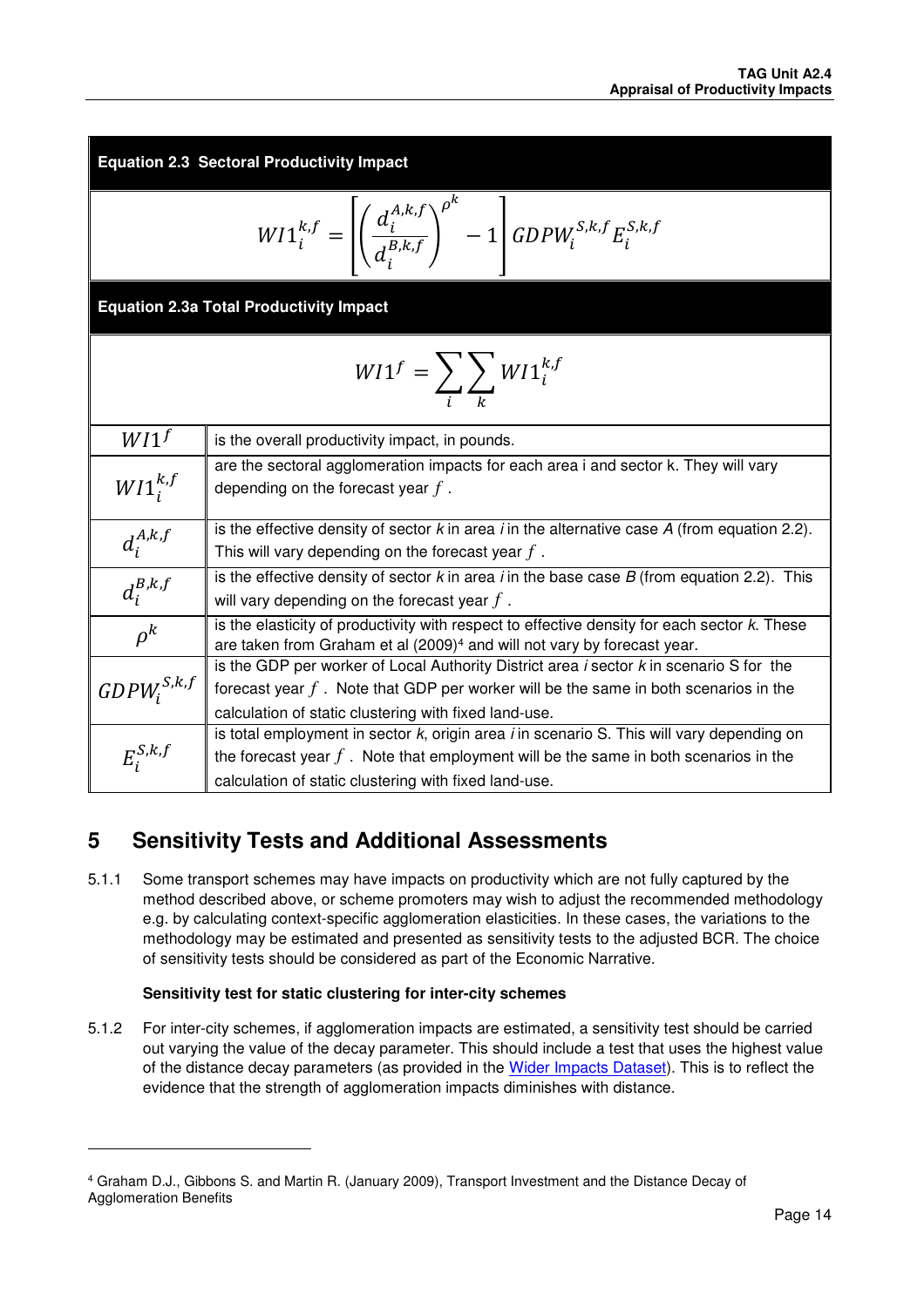**Equation 2.3 Sectoral Productivity Impact**

$$WI1_i^{k,f} = \left[\left(\frac{d_i^{A,k,f}}{d_i^{B,k,f}}\right)^{\rho^k} - 1\right] GDPW_i^{S,k,f} E_i^{S,k,f}$$

**Equation 2.3a Total Productivity Impact**

$$WI1^f = \sum_i \sum_k WI1_i^{k,f}$$

| | |
|---|---|
| $WI1^f$ | is the overall productivity impact, in pounds. |
| $WI1_i^{k,f}$ | are the sectoral agglomeration impacts for each area i and sector k. They will vary depending on the forecast year $f$. |
| $d_i^{A,k,f}$ | is the effective density of sector *k* in area *i* in the alternative case *A* (from equation 2.2). This will vary depending on the forecast year $f$. |
| $d_i^{B,k,f}$ | is the effective density of sector *k* in area *i* in the base case *B* (from equation 2.2). This will vary depending on the forecast year $f$. |
| $\rho^k$ | is the elasticity of productivity with respect to effective density for each sector *k.* These are taken from Graham et al (2009)[4] and will not vary by forecast year. |
| $GDPW_i^{S,k,f}$ | is the GDP per worker of Local Authority District area *i* sector *k* in scenario S for the forecast year $f$. Note that GDP per worker will be the same in both scenarios in the calculation of static clustering with fixed land-use. |
| $E_i^{S,k,f}$ | is total employment in sector *k*, origin area *i* in scenario S. This will vary depending on the forecast year $f$. Note that employment will be the same in both scenarios in the calculation of static clustering with fixed land-use. |

# 5 Sensitivity Tests and Additional Assessments

5.1.1 Some transport schemes may have impacts on productivity which are not fully captured by the method described above, or scheme promoters may wish to adjust the recommended methodology e.g. by calculating context-specific agglomeration elasticities. In these cases, the variations to the methodology may be estimated and presented as sensitivity tests to the adjusted BCR. The choice of sensitivity tests should be considered as part of the Economic Narrative.

**Sensitivity test for static clustering for inter-city schemes**

5.1.2 For inter-city schemes, if agglomeration impacts are estimated, a sensitivity test should be carried out varying the value of the decay parameter. This should include a test that uses the highest value of the distance decay parameters (as provided in the Wider Impacts Dataset). This is to reflect the evidence that the strength of agglomeration impacts diminishes with distance.

[4] Graham D.J., Gibbons S. and Martin R. (January 2009), Transport Investment and the Distance Decay of Agglomeration Benefits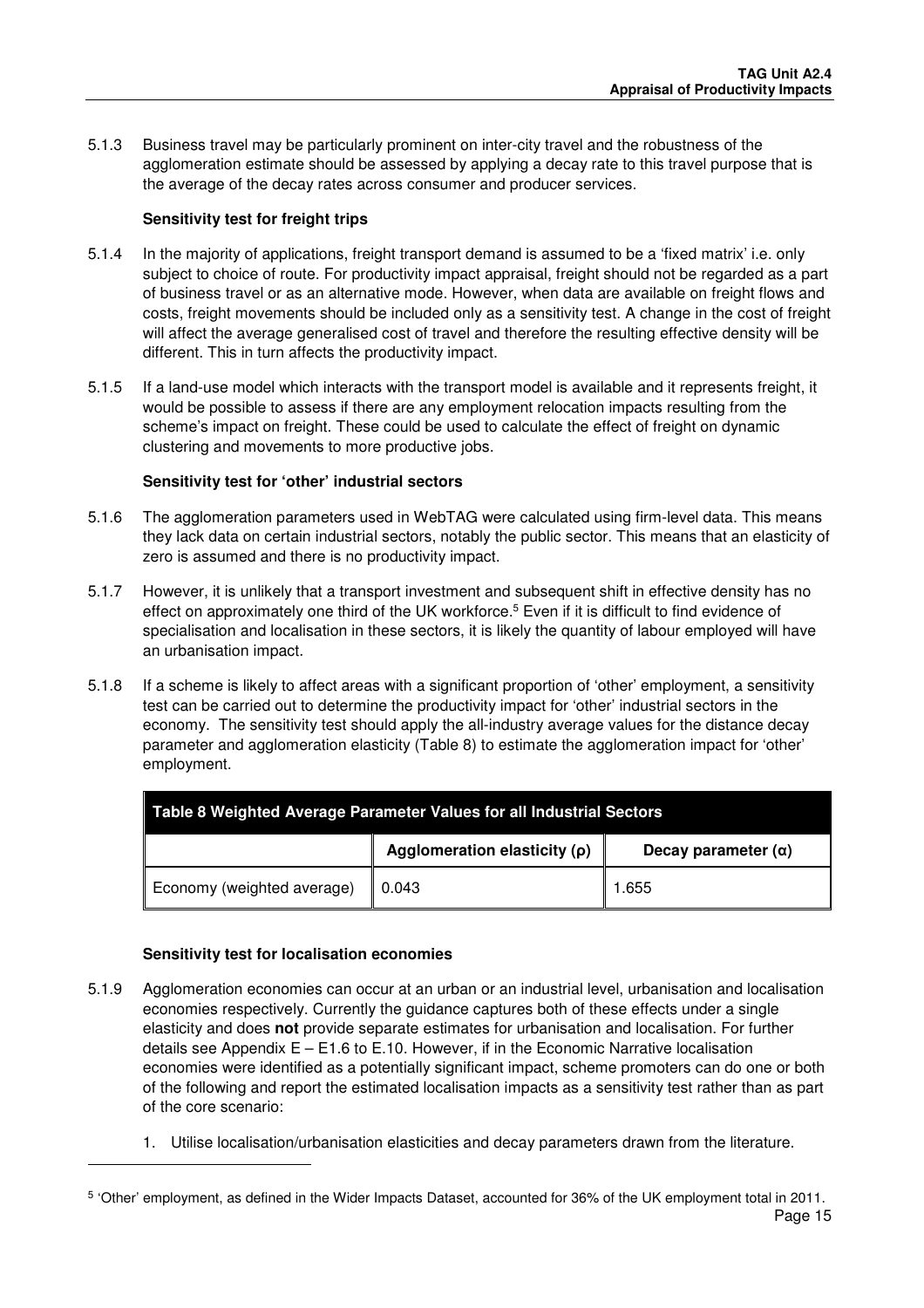5.1.3 Business travel may be particularly prominent on inter-city travel and the robustness of the agglomeration estimate should be assessed by applying a decay rate to this travel purpose that is the average of the decay rates across consumer and producer services.

**Sensitivity test for freight trips**

5.1.4 In the majority of applications, freight transport demand is assumed to be a 'fixed matrix' i.e. only subject to choice of route. For productivity impact appraisal, freight should not be regarded as a part of business travel or as an alternative mode. However, when data are available on freight flows and costs, freight movements should be included only as a sensitivity test. A change in the cost of freight will affect the average generalised cost of travel and therefore the resulting effective density will be different. This in turn affects the productivity impact.

5.1.5 If a land-use model which interacts with the transport model is available and it represents freight, it would be possible to assess if there are any employment relocation impacts resulting from the scheme's impact on freight. These could be used to calculate the effect of freight on dynamic clustering and movements to more productive jobs.

**Sensitivity test for 'other' industrial sectors**

5.1.6 The agglomeration parameters used in WebTAG were calculated using firm-level data. This means they lack data on certain industrial sectors, notably the public sector. This means that an elasticity of zero is assumed and there is no productivity impact.

5.1.7 However, it is unlikely that a transport investment and subsequent shift in effective density has no effect on approximately one third of the UK workforce.[5] Even if it is difficult to find evidence of specialisation and localisation in these sectors, it is likely the quantity of labour employed will have an urbanisation impact.

5.1.8 If a scheme is likely to affect areas with a significant proportion of 'other' employment, a sensitivity test can be carried out to determine the productivity impact for 'other' industrial sectors in the economy. The sensitivity test should apply the all-industry average values for the distance decay parameter and agglomeration elasticity (Table 8) to estimate the agglomeration impact for 'other' employment.

**Table 8 Weighted Average Parameter Values for all Industrial Sectors**

| | Agglomeration elasticity ($\rho$) | Decay parameter ($\alpha$) |
|---|---|---|
| Economy (weighted average) | 0.043 | 1.655 |

**Sensitivity test for localisation economies**

5.1.9 Agglomeration economies can occur at an urban or an industrial level, urbanisation and localisation economies respectively. Currently the guidance captures both of these effects under a single elasticity and does **not** provide separate estimates for urbanisation and localisation. For further details see Appendix E – E1.6 to E.10. However, if in the Economic Narrative localisation economies were identified as a potentially significant impact, scheme promoters can do one or both of the following and report the estimated localisation impacts as a sensitivity test rather than as part of the core scenario:

1. Utilise localisation/urbanisation elasticities and decay parameters drawn from the literature.

[5] 'Other' employment, as defined in the Wider Impacts Dataset, accounted for 36% of the UK employment total in 2011.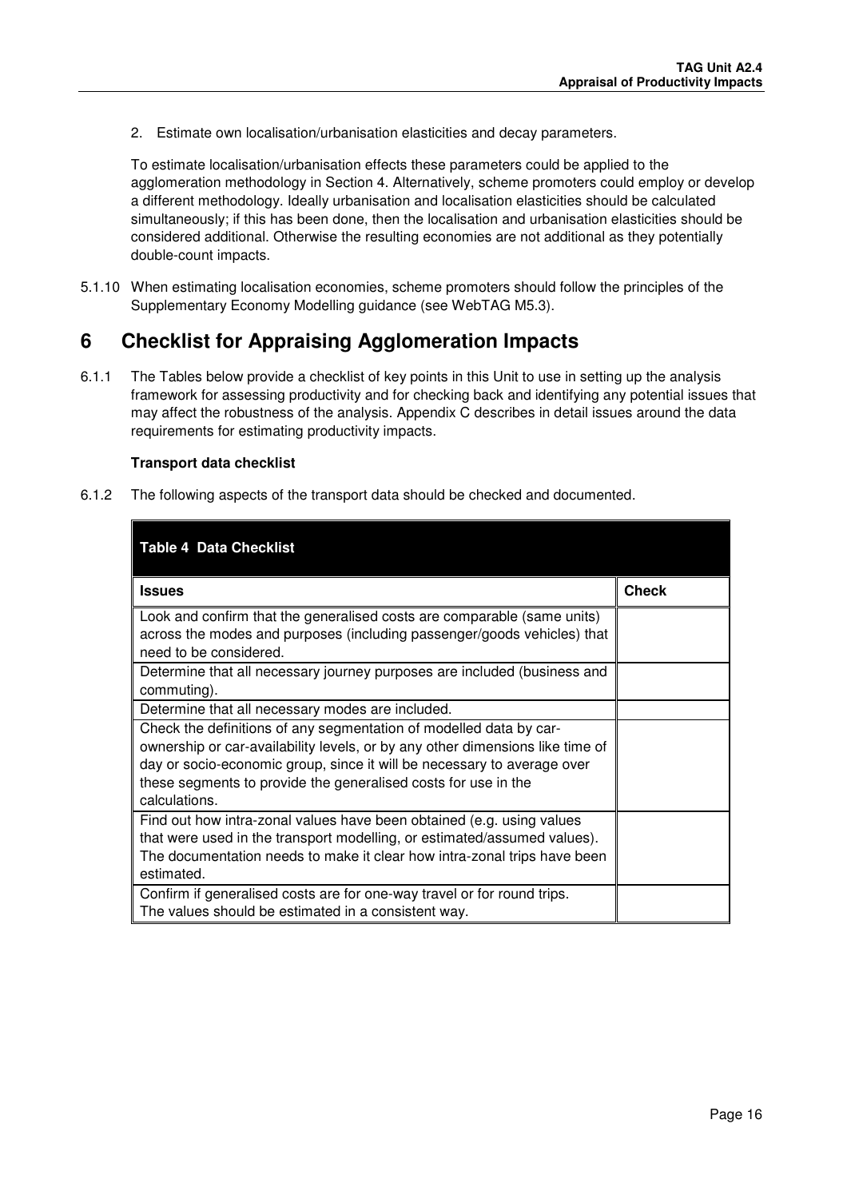2. Estimate own localisation/urbanisation elasticities and decay parameters.

To estimate localisation/urbanisation effects these parameters could be applied to the agglomeration methodology in Section 4. Alternatively, scheme promoters could employ or develop a different methodology. Ideally urbanisation and localisation elasticities should be calculated simultaneously; if this has been done, then the localisation and urbanisation elasticities should be considered additional. Otherwise the resulting economies are not additional as they potentially double-count impacts.

5.1.10 When estimating localisation economies, scheme promoters should follow the principles of the Supplementary Economy Modelling guidance (see WebTAG M5.3).

# 6 Checklist for Appraising Agglomeration Impacts

6.1.1 The Tables below provide a checklist of key points in this Unit to use in setting up the analysis framework for assessing productivity and for checking back and identifying any potential issues that may affect the robustness of the analysis. Appendix C describes in detail issues around the data requirements for estimating productivity impacts.

**Transport data checklist**

6.1.2 The following aspects of the transport data should be checked and documented.

**Table 4 Data Checklist**

| Issues | Check |
|---|---|
| Look and confirm that the generalised costs are comparable (same units) across the modes and purposes (including passenger/goods vehicles) that need to be considered. | |
| Determine that all necessary journey purposes are included (business and commuting). | |
| Determine that all necessary modes are included. | |
| Check the definitions of any segmentation of modelled data by car-ownership or car-availability levels, or by any other dimensions like time of day or socio-economic group, since it will be necessary to average over these segments to provide the generalised costs for use in the calculations. | |
| Find out how intra-zonal values have been obtained (e.g. using values that were used in the transport modelling, or estimated/assumed values). The documentation needs to make it clear how intra-zonal trips have been estimated. | |
| Confirm if generalised costs are for one-way travel or for round trips. The values should be estimated in a consistent way. | |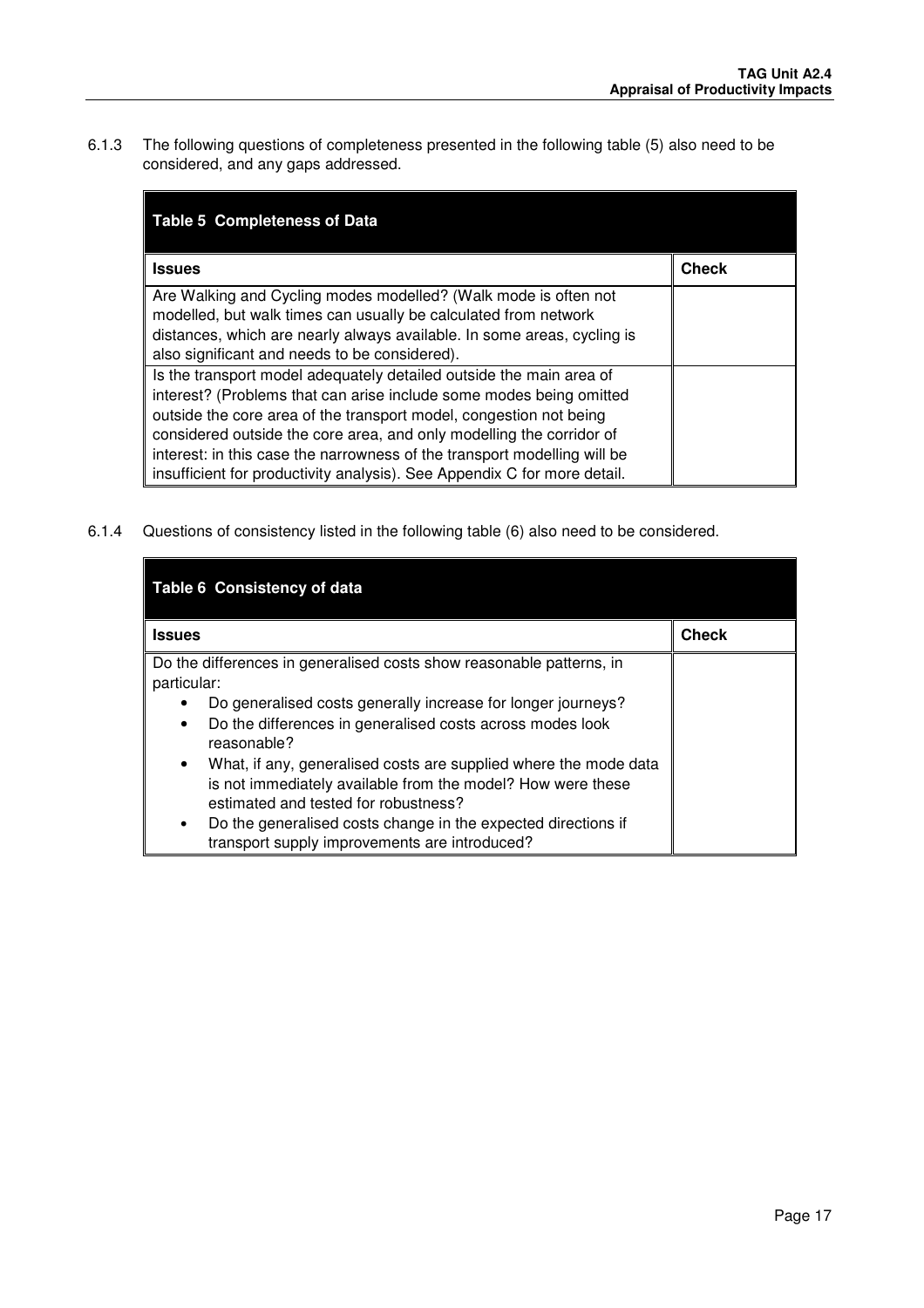6.1.3 The following questions of completeness presented in the following table (5) also need to be considered, and any gaps addressed.

**Table 5 Completeness of Data**

| Issues | Check |
|---|---|
| Are Walking and Cycling modes modelled? (Walk mode is often not modelled, but walk times can usually be calculated from network distances, which are nearly always available. In some areas, cycling is also significant and needs to be considered). | |
| Is the transport model adequately detailed outside the main area of interest? (Problems that can arise include some modes being omitted outside the core area of the transport model, congestion not being considered outside the core area, and only modelling the corridor of interest: in this case the narrowness of the transport modelling will be insufficient for productivity analysis). See Appendix C for more detail. | |

6.1.4 Questions of consistency listed in the following table (6) also need to be considered.

**Table 6 Consistency of data**

| Issues | Check |
|---|---|
| Do the differences in generalised costs show reasonable patterns, in particular: <br>• Do generalised costs generally increase for longer journeys? <br>• Do the differences in generalised costs across modes look reasonable? <br>• What, if any, generalised costs are supplied where the mode data is not immediately available from the model? How were these estimated and tested for robustness? <br>• Do the generalised costs change in the expected directions if transport supply improvements are introduced? | |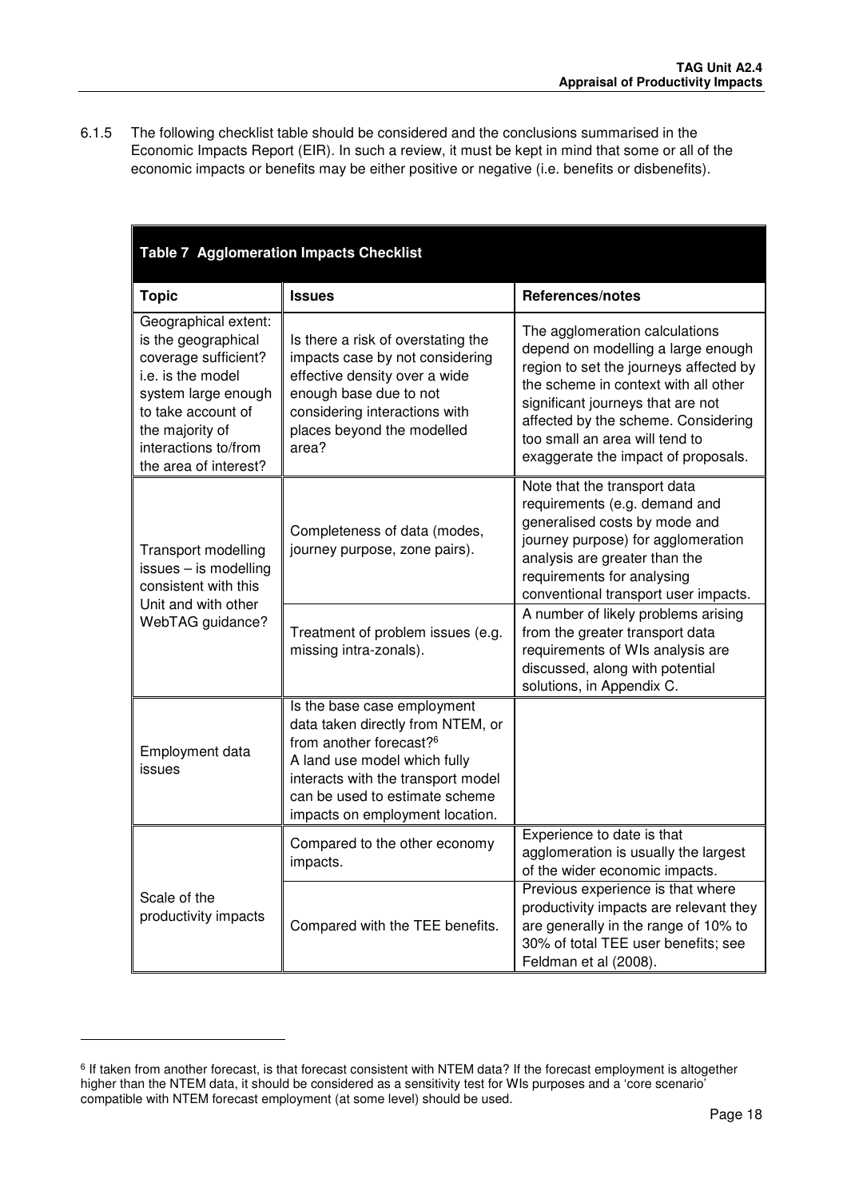6.1.5 The following checklist table should be considered and the conclusions summarised in the Economic Impacts Report (EIR). In such a review, it must be kept in mind that some or all of the economic impacts or benefits may be either positive or negative (i.e. benefits or disbenefits).

**Table 7 Agglomeration Impacts Checklist**

| Topic | Issues | References/notes |
|---|---|---|
| Geographical extent: is the geographical coverage sufficient? i.e. is the model system large enough to take account of the majority of interactions to/from the area of interest? | Is there a risk of overstating the impacts case by not considering effective density over a wide enough base due to not considering interactions with places beyond the modelled area? | The agglomeration calculations depend on modelling a large enough region to set the journeys affected by the scheme in context with all other significant journeys that are not affected by the scheme. Considering too small an area will tend to exaggerate the impact of proposals. |
| Transport modelling issues – is modelling consistent with this Unit and with other WebTAG guidance? | Completeness of data (modes, journey purpose, zone pairs). | Note that the transport data requirements (e.g. demand and generalised costs by mode and journey purpose) for agglomeration analysis are greater than the requirements for analysing conventional transport user impacts. |
| | Treatment of problem issues (e.g. missing intra-zonals). | A number of likely problems arising from the greater transport data requirements of WIs analysis are discussed, along with potential solutions, in Appendix C. |
| Employment data issues | Is the base case employment data taken directly from NTEM, or from another forecast?[6] A land use model which fully interacts with the transport model can be used to estimate scheme impacts on employment location. | |
| Scale of the productivity impacts | Compared to the other economy impacts. | Experience to date is that agglomeration is usually the largest of the wider economic impacts. |
| | Compared with the TEE benefits. | Previous experience is that where productivity impacts are relevant they are generally in the range of 10% to 30% of total TEE user benefits; see Feldman et al (2008). |

[6] If taken from another forecast, is that forecast consistent with NTEM data? If the forecast employment is altogether higher than the NTEM data, it should be considered as a sensitivity test for WIs purposes and a 'core scenario' compatible with NTEM forecast employment (at some level) should be used.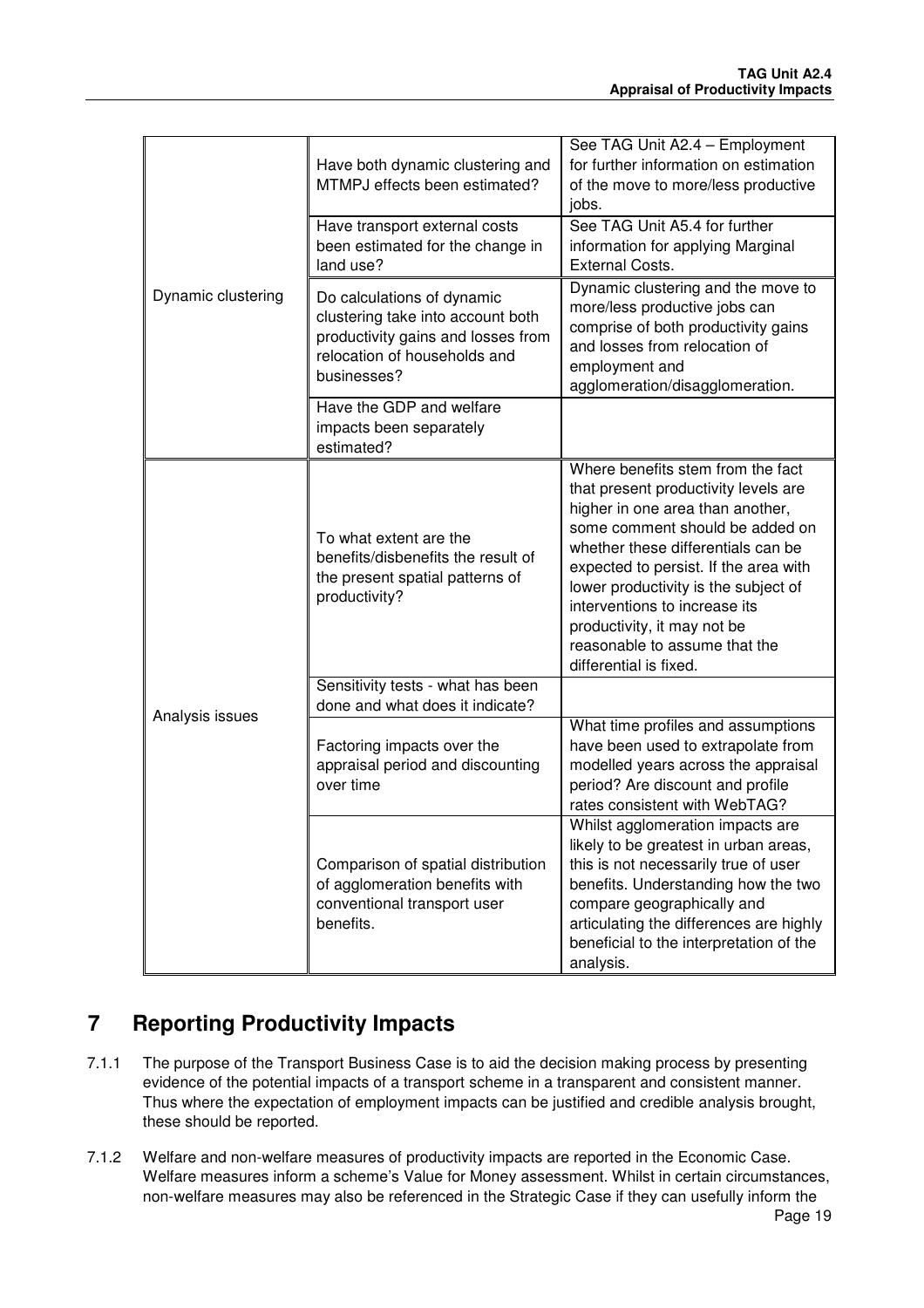| | | |
|---|---|---|
| Dynamic clustering | Have both dynamic clustering and MTMPJ effects been estimated? | See TAG Unit A2.4 – Employment for further information on estimation of the move to more/less productive jobs. |
| | Have transport external costs been estimated for the change in land use? | See TAG Unit A5.4 for further information for applying Marginal External Costs. |
| | Do calculations of dynamic clustering take into account both productivity gains and losses from relocation of households and businesses? | Dynamic clustering and the move to more/less productive jobs can comprise of both productivity gains and losses from relocation of employment and agglomeration/disagglomeration. |
| | Have the GDP and welfare impacts been separately estimated? | |
| Analysis issues | To what extent are the benefits/disbenefits the result of the present spatial patterns of productivity? | Where benefits stem from the fact that present productivity levels are higher in one area than another, some comment should be added on whether these differentials can be expected to persist. If the area with lower productivity is the subject of interventions to increase its productivity, it may not be reasonable to assume that the differential is fixed. |
| | Sensitivity tests - what has been done and what does it indicate? | |
| | Factoring impacts over the appraisal period and discounting over time | What time profiles and assumptions have been used to extrapolate from modelled years across the appraisal period? Are discount and profile rates consistent with WebTAG? |
| | Comparison of spatial distribution of agglomeration benefits with conventional transport user benefits. | Whilst agglomeration impacts are likely to be greatest in urban areas, this is not necessarily true of user benefits. Understanding how the two compare geographically and articulating the differences are highly beneficial to the interpretation of the analysis. |

# 7 Reporting Productivity Impacts

7.1.1 The purpose of the Transport Business Case is to aid the decision making process by presenting evidence of the potential impacts of a transport scheme in a transparent and consistent manner. Thus where the expectation of employment impacts can be justified and credible analysis brought, these should be reported.

7.1.2 Welfare and non-welfare measures of productivity impacts are reported in the Economic Case. Welfare measures inform a scheme's Value for Money assessment. Whilst in certain circumstances, non-welfare measures may also be referenced in the Strategic Case if they can usefully inform the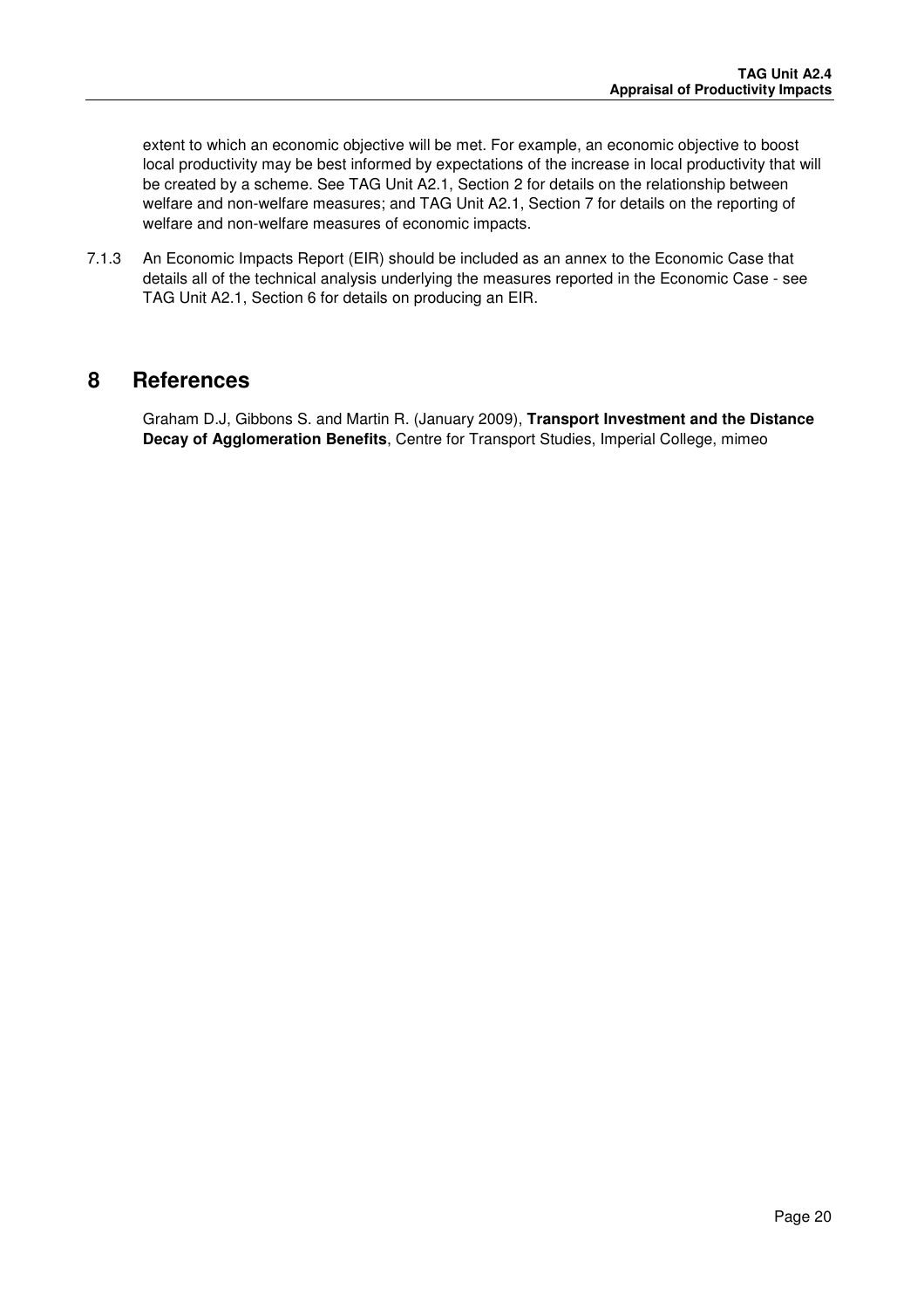extent to which an economic objective will be met. For example, an economic objective to boost local productivity may be best informed by expectations of the increase in local productivity that will be created by a scheme. See TAG Unit A2.1, Section 2 for details on the relationship between welfare and non-welfare measures; and TAG Unit A2.1, Section 7 for details on the reporting of welfare and non-welfare measures of economic impacts.

7.1.3 An Economic Impacts Report (EIR) should be included as an annex to the Economic Case that details all of the technical analysis underlying the measures reported in the Economic Case - see TAG Unit A2.1, Section 6 for details on producing an EIR.

# 8 References

Graham D.J, Gibbons S. and Martin R. (January 2009), **Transport Investment and the Distance Decay of Agglomeration Benefits**, Centre for Transport Studies, Imperial College, mimeo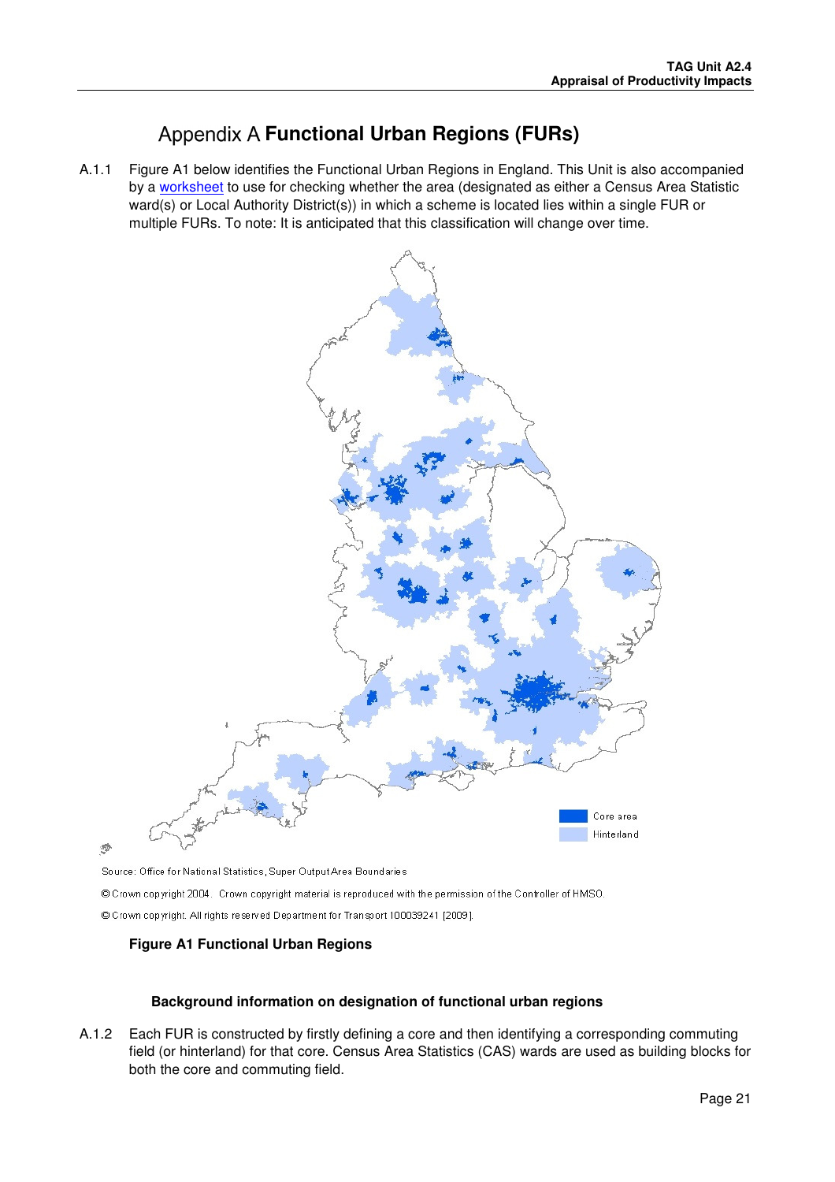# Appendix A **Functional Urban Regions (FURs)**

A.1.1 Figure A1 below identifies the Functional Urban Regions in England. This Unit is also accompanied by a worksheet to use for checking whether the area (designated as either a Census Area Statistic ward(s) or Local Authority District(s)) in which a scheme is located lies within a single FUR or multiple FURs. To note: It is anticipated that this classification will change over time.

Core area

Hinterland

Source: Office for National Statistics, Super Output Area Boundaries

© Crown copyright 2004. Crown copyright material is reproduced with the permission of the Controller of HMSO.

© Crown copyright. All rights reserved Department for Transport 100039241 [2009].

**Figure A1 Functional Urban Regions**

**Background information on designation of functional urban regions**

A.1.2 Each FUR is constructed by firstly defining a core and then identifying a corresponding commuting field (or hinterland) for that core. Census Area Statistics (CAS) wards are used as building blocks for both the core and commuting field.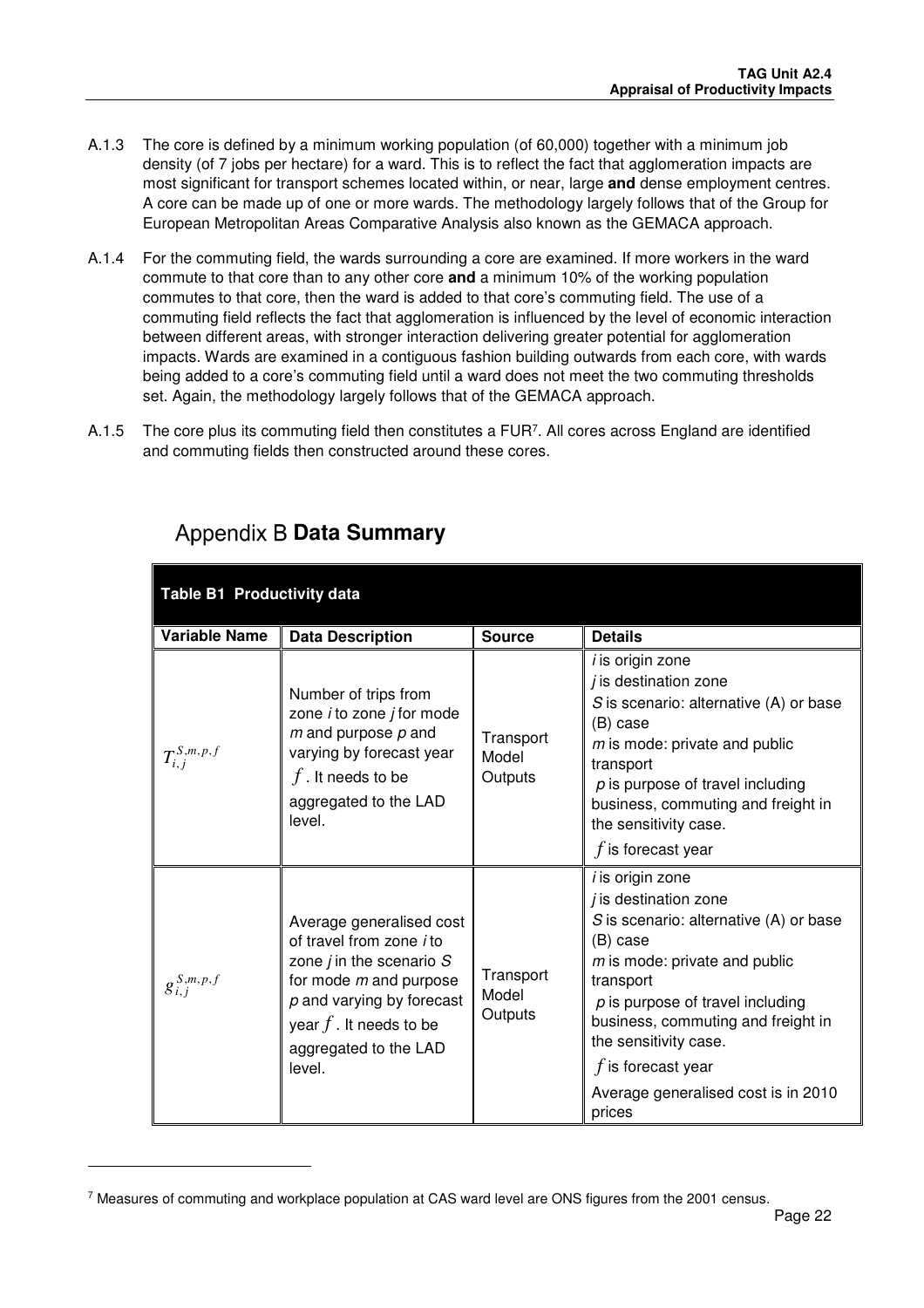A.1.3 The core is defined by a minimum working population (of 60,000) together with a minimum job density (of 7 jobs per hectare) for a ward. This is to reflect the fact that agglomeration impacts are most significant for transport schemes located within, or near, large **and** dense employment centres. A core can be made up of one or more wards. The methodology largely follows that of the Group for European Metropolitan Areas Comparative Analysis also known as the GEMACA approach.

A.1.4 For the commuting field, the wards surrounding a core are examined. If more workers in the ward commute to that core than to any other core **and** a minimum 10% of the working population commutes to that core, then the ward is added to that core's commuting field. The use of a commuting field reflects the fact that agglomeration is influenced by the level of economic interaction between different areas, with stronger interaction delivering greater potential for agglomeration impacts. Wards are examined in a contiguous fashion building outwards from each core, with wards being added to a core's commuting field until a ward does not meet the two commuting thresholds set. Again, the methodology largely follows that of the GEMACA approach.

A.1.5 The core plus its commuting field then constitutes a FUR[7]. All cores across England are identified and commuting fields then constructed around these cores.

# Appendix B **Data Summary**

**Table B1 Productivity data**

| Variable Name | Data Description | Source | Details |
|---|---|---|---|
| $T_{i,j}^{S,m,p,f}$ | Number of trips from zone *i* to zone *j* for mode *m* and purpose *p* and varying by forecast year $f$. It needs to be aggregated to the LAD level. | Transport Model Outputs | *i* is origin zone<br>*j* is destination zone<br>*S* is scenario: alternative (A) or base (B) case<br>*m* is mode: private and public transport<br>*p* is purpose of travel including business, commuting and freight in the sensitivity case.<br>$f$ is forecast year |
| $g_{i,j}^{S,m,p,f}$ | Average generalised cost of travel from zone *i* to zone *j* in the scenario *S* for mode *m* and purpose *p* and varying by forecast year $f$. It needs to be aggregated to the LAD level. | Transport Model Outputs | *i* is origin zone<br>*j* is destination zone<br>*S* is scenario: alternative (A) or base (B) case<br>*m* is mode: private and public transport<br>*p* is purpose of travel including business, commuting and freight in the sensitivity case.<br>$f$ is forecast year<br>Average generalised cost is in 2010 prices |

[7] Measures of commuting and workplace population at CAS ward level are ONS figures from the 2001 census.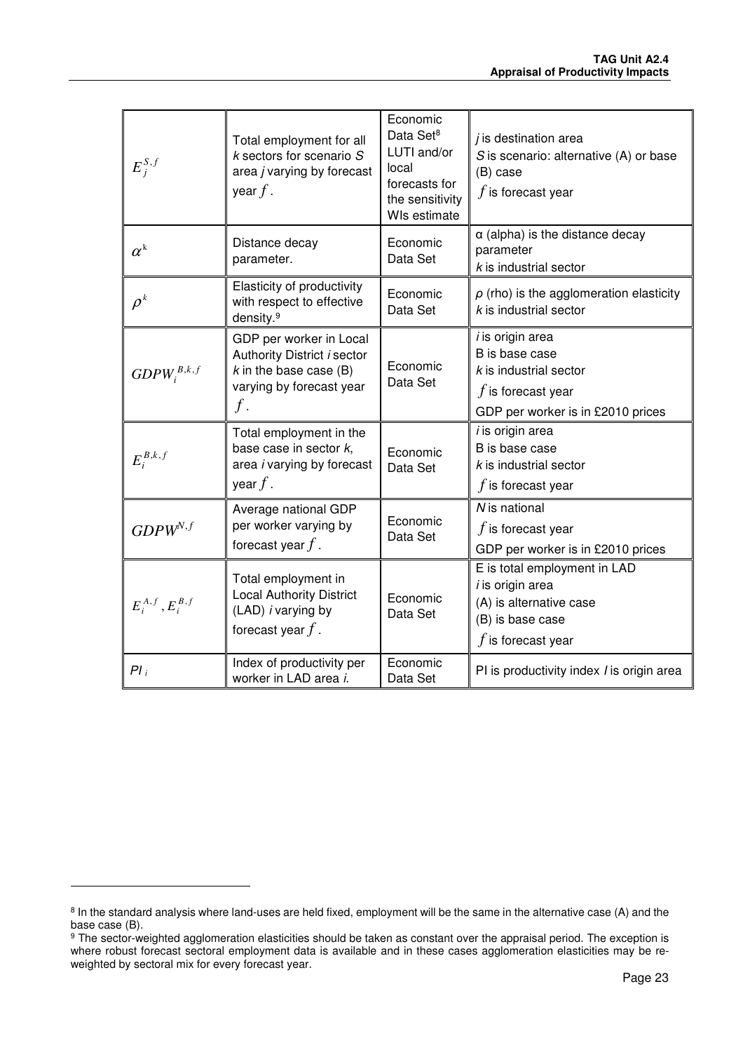| | | | |
|---|---|---|---|
| $E_j^{S,f}$ | Total employment for all *k* sectors for scenario *S* area *j* varying by forecast year $f$. | Economic Data Set[8] LUTI and/or local forecasts for the sensitivity WIs estimate | *j* is destination area<br>*S* is scenario: alternative (A) or base (B) case<br>$f$ is forecast year |
| $\alpha^k$ | Distance decay parameter. | Economic Data Set | α (alpha) is the distance decay parameter<br>*k* is industrial sector |
| $\rho^k$ | Elasticity of productivity with respect to effective density.[9] | Economic Data Set | *ρ* (rho) is the agglomeration elasticity<br>*k* is industrial sector |
| $GDPW_i^{B,k,f}$ | GDP per worker in Local Authority District *i* sector *k* in the base case (B) varying by forecast year $f$. | Economic Data Set | *i* is origin area<br>B is base case<br>*k* is industrial sector<br>$f$ is forecast year<br>GDP per worker is in £2010 prices |
| $E_i^{B,k,f}$ | Total employment in the base case in sector *k*, area *i* varying by forecast year $f$. | Economic Data Set | *i* is origin area<br>B is base case<br>*k* is industrial sector<br>$f$ is forecast year |
| $GDPW^{N,f}$ | Average national GDP per worker varying by forecast year $f$. | Economic Data Set | *N* is national<br>$f$ is forecast year<br>GDP per worker is in £2010 prices |
| $E_i^{A,f}, E_i^{B,f}$ | Total employment in Local Authority District (LAD) *i* varying by forecast year $f$. | Economic Data Set | E is total employment in LAD<br>*i* is origin area<br>(A) is alternative case<br>(B) is base case<br>$f$ is forecast year |
| $PI_i$ | Index of productivity per worker in LAD area *i.* | Economic Data Set | PI is productivity index *I* is origin area |

[8] In the standard analysis where land-uses are held fixed, employment will be the same in the alternative case (A) and the base case (B).

[9] The sector-weighted agglomeration elasticities should be taken as constant over the appraisal period. The exception is where robust forecast sectoral employment data is available and in these cases agglomeration elasticities may be re-weighted by sectoral mix for every forecast year.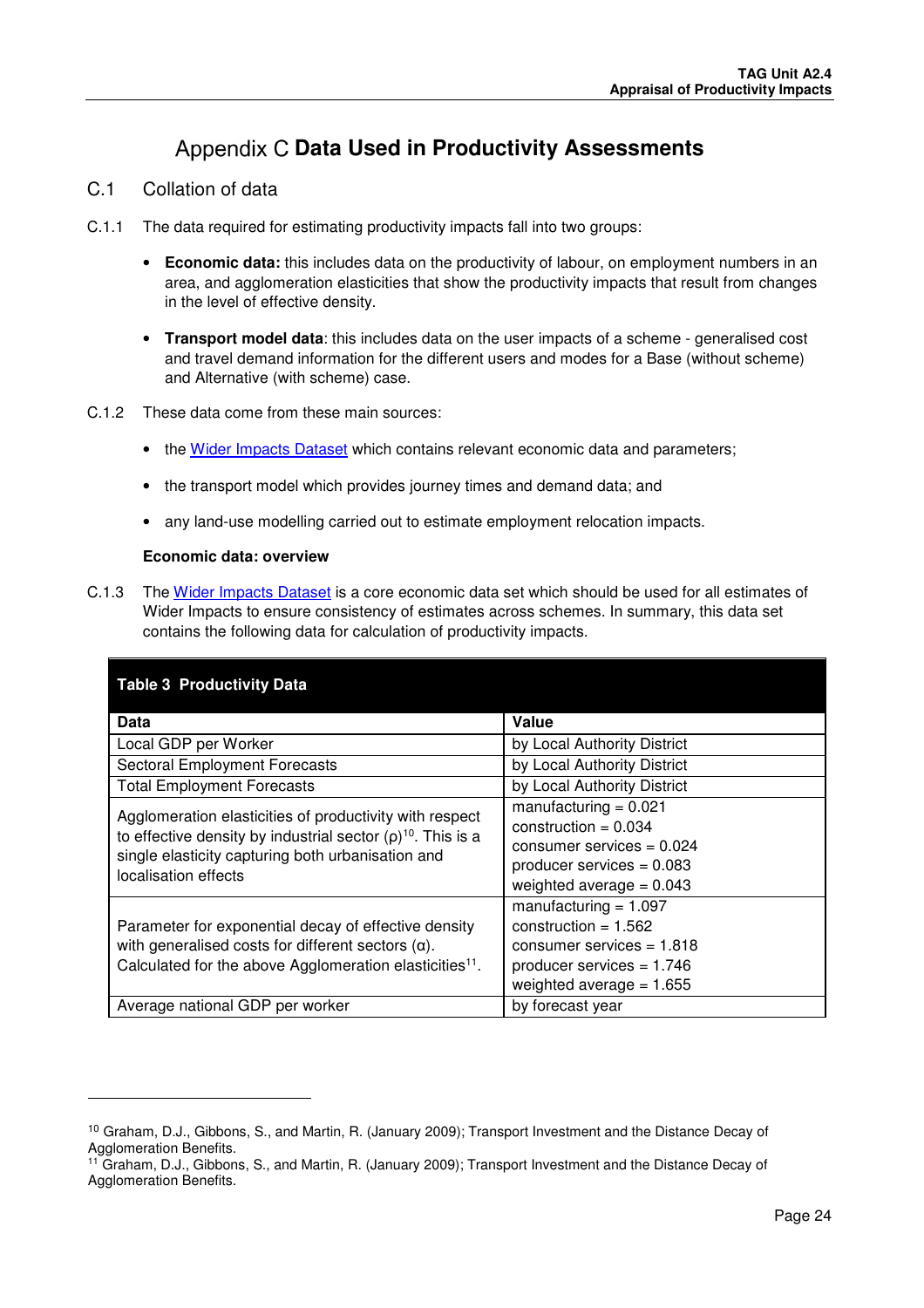# Appendix C **Data Used in Productivity Assessments**

## C.1 Collation of data

C.1.1 The data required for estimating productivity impacts fall into two groups:

- **Economic data:** this includes data on the productivity of labour, on employment numbers in an area, and agglomeration elasticities that show the productivity impacts that result from changes in the level of effective density.

- **Transport model data**: this includes data on the user impacts of a scheme - generalised cost and travel demand information for the different users and modes for a Base (without scheme) and Alternative (with scheme) case.

C.1.2 These data come from these main sources:

- the Wider Impacts Dataset which contains relevant economic data and parameters;

- the transport model which provides journey times and demand data; and

- any land-use modelling carried out to estimate employment relocation impacts.

**Economic data: overview**

C.1.3 The Wider Impacts Dataset is a core economic data set which should be used for all estimates of Wider Impacts to ensure consistency of estimates across schemes. In summary, this data set contains the following data for calculation of productivity impacts.

**Table 3 Productivity Data**

| Data | Value |
|---|---|
| Local GDP per Worker | by Local Authority District |
| Sectoral Employment Forecasts | by Local Authority District |
| Total Employment Forecasts | by Local Authority District |
| Agglomeration elasticities of productivity with respect to effective density by industrial sector ($\rho$)[10]. This is a single elasticity capturing both urbanisation and localisation effects | manufacturing = 0.021<br>construction = 0.034<br>consumer services = 0.024<br>producer services = 0.083<br>weighted average = 0.043 |
| Parameter for exponential decay of effective density with generalised costs for different sectors ($\alpha$). Calculated for the above Agglomeration elasticities[11]. | manufacturing = 1.097<br>construction = 1.562<br>consumer services = 1.818<br>producer services = 1.746<br>weighted average = 1.655 |
| Average national GDP per worker | by forecast year |

[10] Graham, D.J., Gibbons, S., and Martin, R. (January 2009); Transport Investment and the Distance Decay of Agglomeration Benefits.

[11] Graham, D.J., Gibbons, S., and Martin, R. (January 2009); Transport Investment and the Distance Decay of Agglomeration Benefits.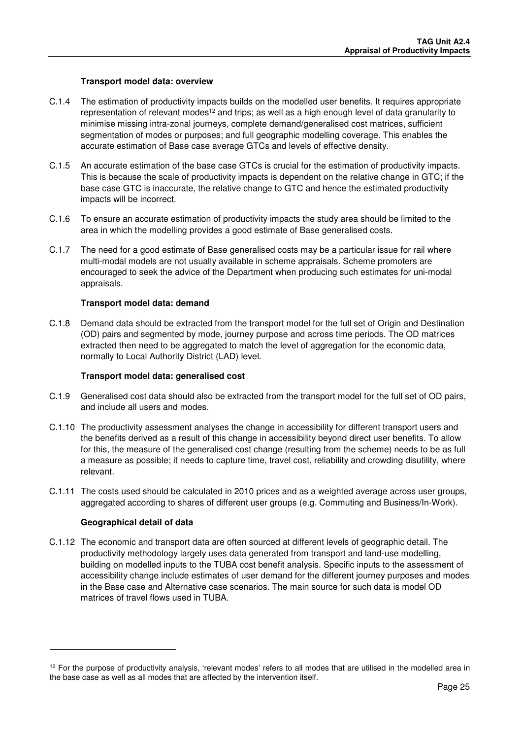### Transport model data: overview

C.1.4 The estimation of productivity impacts builds on the modelled user benefits. It requires appropriate representation of relevant modes[12] and trips; as well as a high enough level of data granularity to minimise missing intra-zonal journeys, complete demand/generalised cost matrices, sufficient segmentation of modes or purposes; and full geographic modelling coverage. This enables the accurate estimation of Base case average GTCs and levels of effective density.

C.1.5 An accurate estimation of the base case GTCs is crucial for the estimation of productivity impacts. This is because the scale of productivity impacts is dependent on the relative change in GTC; if the base case GTC is inaccurate, the relative change to GTC and hence the estimated productivity impacts will be incorrect.

C.1.6 To ensure an accurate estimation of productivity impacts the study area should be limited to the area in which the modelling provides a good estimate of Base generalised costs.

C.1.7 The need for a good estimate of Base generalised costs may be a particular issue for rail where multi-modal models are not usually available in scheme appraisals. Scheme promoters are encouraged to seek the advice of the Department when producing such estimates for uni-modal appraisals.

### Transport model data: demand

C.1.8 Demand data should be extracted from the transport model for the full set of Origin and Destination (OD) pairs and segmented by mode, journey purpose and across time periods. The OD matrices extracted then need to be aggregated to match the level of aggregation for the economic data, normally to Local Authority District (LAD) level.

### Transport model data: generalised cost

C.1.9 Generalised cost data should also be extracted from the transport model for the full set of OD pairs, and include all users and modes.

C.1.10 The productivity assessment analyses the change in accessibility for different transport users and the benefits derived as a result of this change in accessibility beyond direct user benefits. To allow for this, the measure of the generalised cost change (resulting from the scheme) needs to be as full a measure as possible; it needs to capture time, travel cost, reliability and crowding disutility, where relevant.

C.1.11 The costs used should be calculated in 2010 prices and as a weighted average across user groups, aggregated according to shares of different user groups (e.g. Commuting and Business/In-Work).

### Geographical detail of data

C.1.12 The economic and transport data are often sourced at different levels of geographic detail. The productivity methodology largely uses data generated from transport and land-use modelling, building on modelled inputs to the TUBA cost benefit analysis. Specific inputs to the assessment of accessibility change include estimates of user demand for the different journey purposes and modes in the Base case and Alternative case scenarios. The main source for such data is model OD matrices of travel flows used in TUBA.

---

[12] For the purpose of productivity analysis, 'relevant modes' refers to all modes that are utilised in the modelled area in the base case as well as all modes that are affected by the intervention itself.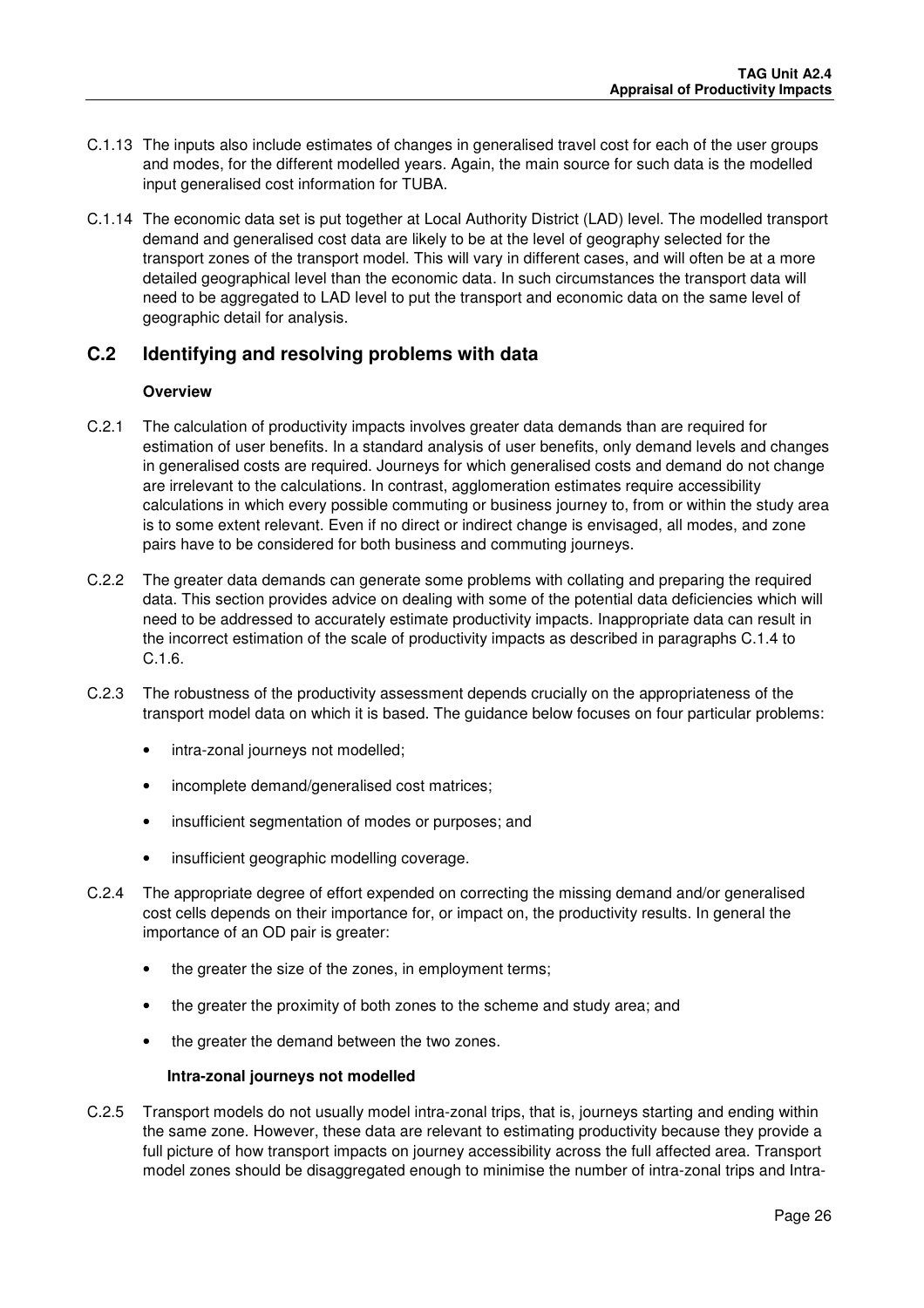C.1.13 The inputs also include estimates of changes in generalised travel cost for each of the user groups and modes, for the different modelled years. Again, the main source for such data is the modelled input generalised cost information for TUBA.

C.1.14 The economic data set is put together at Local Authority District (LAD) level. The modelled transport demand and generalised cost data are likely to be at the level of geography selected for the transport zones of the transport model. This will vary in different cases, and will often be at a more detailed geographical level than the economic data. In such circumstances the transport data will need to be aggregated to LAD level to put the transport and economic data on the same level of geographic detail for analysis.

## C.2 Identifying and resolving problems with data

**Overview**

C.2.1 The calculation of productivity impacts involves greater data demands than are required for estimation of user benefits. In a standard analysis of user benefits, only demand levels and changes in generalised costs are required. Journeys for which generalised costs and demand do not change are irrelevant to the calculations. In contrast, agglomeration estimates require accessibility calculations in which every possible commuting or business journey to, from or within the study area is to some extent relevant. Even if no direct or indirect change is envisaged, all modes, and zone pairs have to be considered for both business and commuting journeys.

C.2.2 The greater data demands can generate some problems with collating and preparing the required data. This section provides advice on dealing with some of the potential data deficiencies which will need to be addressed to accurately estimate productivity impacts. Inappropriate data can result in the incorrect estimation of the scale of productivity impacts as described in paragraphs C.1.4 to C.1.6.

C.2.3 The robustness of the productivity assessment depends crucially on the appropriateness of the transport model data on which it is based. The guidance below focuses on four particular problems:

- intra-zonal journeys not modelled;
- incomplete demand/generalised cost matrices;
- insufficient segmentation of modes or purposes; and
- insufficient geographic modelling coverage.

C.2.4 The appropriate degree of effort expended on correcting the missing demand and/or generalised cost cells depends on their importance for, or impact on, the productivity results. In general the importance of an OD pair is greater:

- the greater the size of the zones, in employment terms;
- the greater the proximity of both zones to the scheme and study area; and
- the greater the demand between the two zones.

**Intra-zonal journeys not modelled**

C.2.5 Transport models do not usually model intra-zonal trips, that is, journeys starting and ending within the same zone. However, these data are relevant to estimating productivity because they provide a full picture of how transport impacts on journey accessibility across the full affected area. Transport model zones should be disaggregated enough to minimise the number of intra-zonal trips and Intra-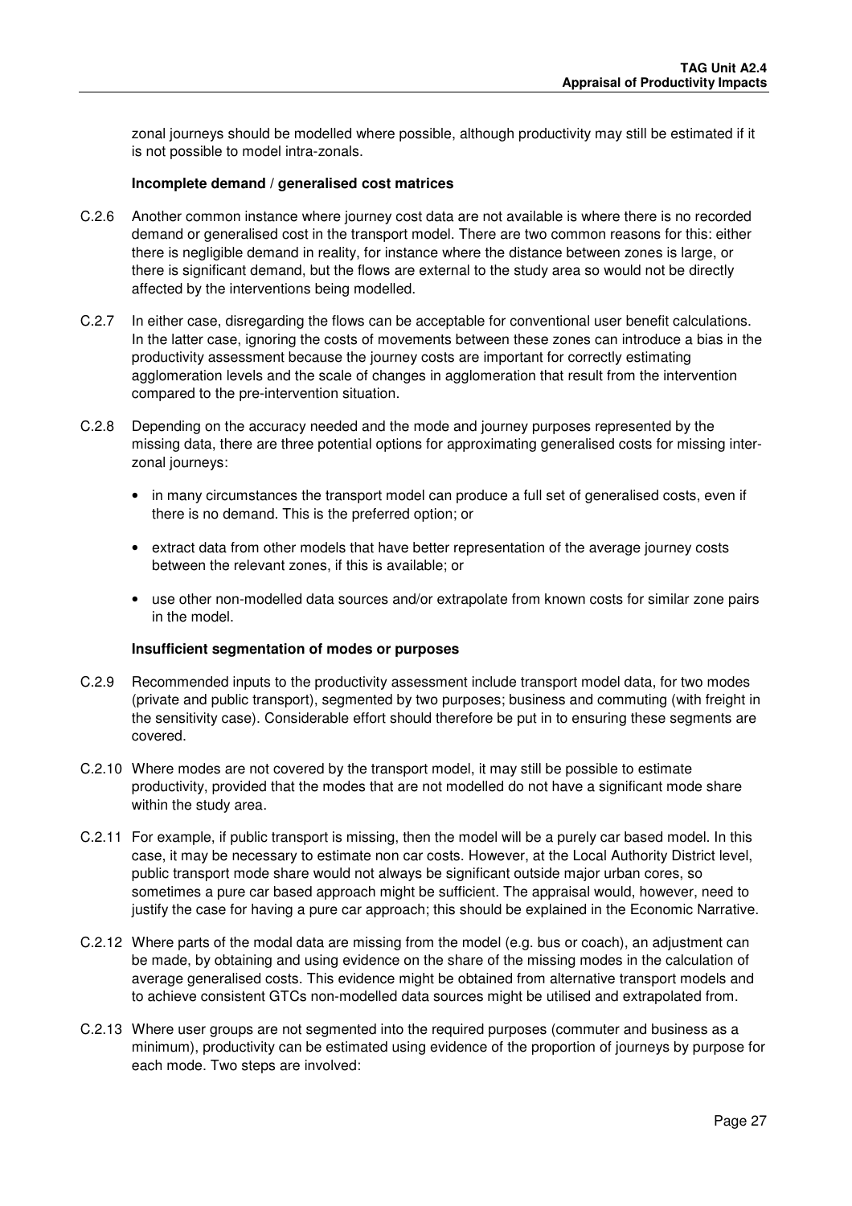zonal journeys should be modelled where possible, although productivity may still be estimated if it is not possible to model intra-zonals.

**Incomplete demand / generalised cost matrices**

C.2.6 Another common instance where journey cost data are not available is where there is no recorded demand or generalised cost in the transport model. There are two common reasons for this: either there is negligible demand in reality, for instance where the distance between zones is large, or there is significant demand, but the flows are external to the study area so would not be directly affected by the interventions being modelled.

C.2.7 In either case, disregarding the flows can be acceptable for conventional user benefit calculations. In the latter case, ignoring the costs of movements between these zones can introduce a bias in the productivity assessment because the journey costs are important for correctly estimating agglomeration levels and the scale of changes in agglomeration that result from the intervention compared to the pre-intervention situation.

C.2.8 Depending on the accuracy needed and the mode and journey purposes represented by the missing data, there are three potential options for approximating generalised costs for missing inter-zonal journeys:

- in many circumstances the transport model can produce a full set of generalised costs, even if there is no demand. This is the preferred option; or
- extract data from other models that have better representation of the average journey costs between the relevant zones, if this is available; or
- use other non-modelled data sources and/or extrapolate from known costs for similar zone pairs in the model.

**Insufficient segmentation of modes or purposes**

C.2.9 Recommended inputs to the productivity assessment include transport model data, for two modes (private and public transport), segmented by two purposes; business and commuting (with freight in the sensitivity case). Considerable effort should therefore be put in to ensuring these segments are covered.

C.2.10 Where modes are not covered by the transport model, it may still be possible to estimate productivity, provided that the modes that are not modelled do not have a significant mode share within the study area.

C.2.11 For example, if public transport is missing, then the model will be a purely car based model. In this case, it may be necessary to estimate non car costs. However, at the Local Authority District level, public transport mode share would not always be significant outside major urban cores, so sometimes a pure car based approach might be sufficient. The appraisal would, however, need to justify the case for having a pure car approach; this should be explained in the Economic Narrative.

C.2.12 Where parts of the modal data are missing from the model (e.g. bus or coach), an adjustment can be made, by obtaining and using evidence on the share of the missing modes in the calculation of average generalised costs. This evidence might be obtained from alternative transport models and to achieve consistent GTCs non-modelled data sources might be utilised and extrapolated from.

C.2.13 Where user groups are not segmented into the required purposes (commuter and business as a minimum), productivity can be estimated using evidence of the proportion of journeys by purpose for each mode. Two steps are involved: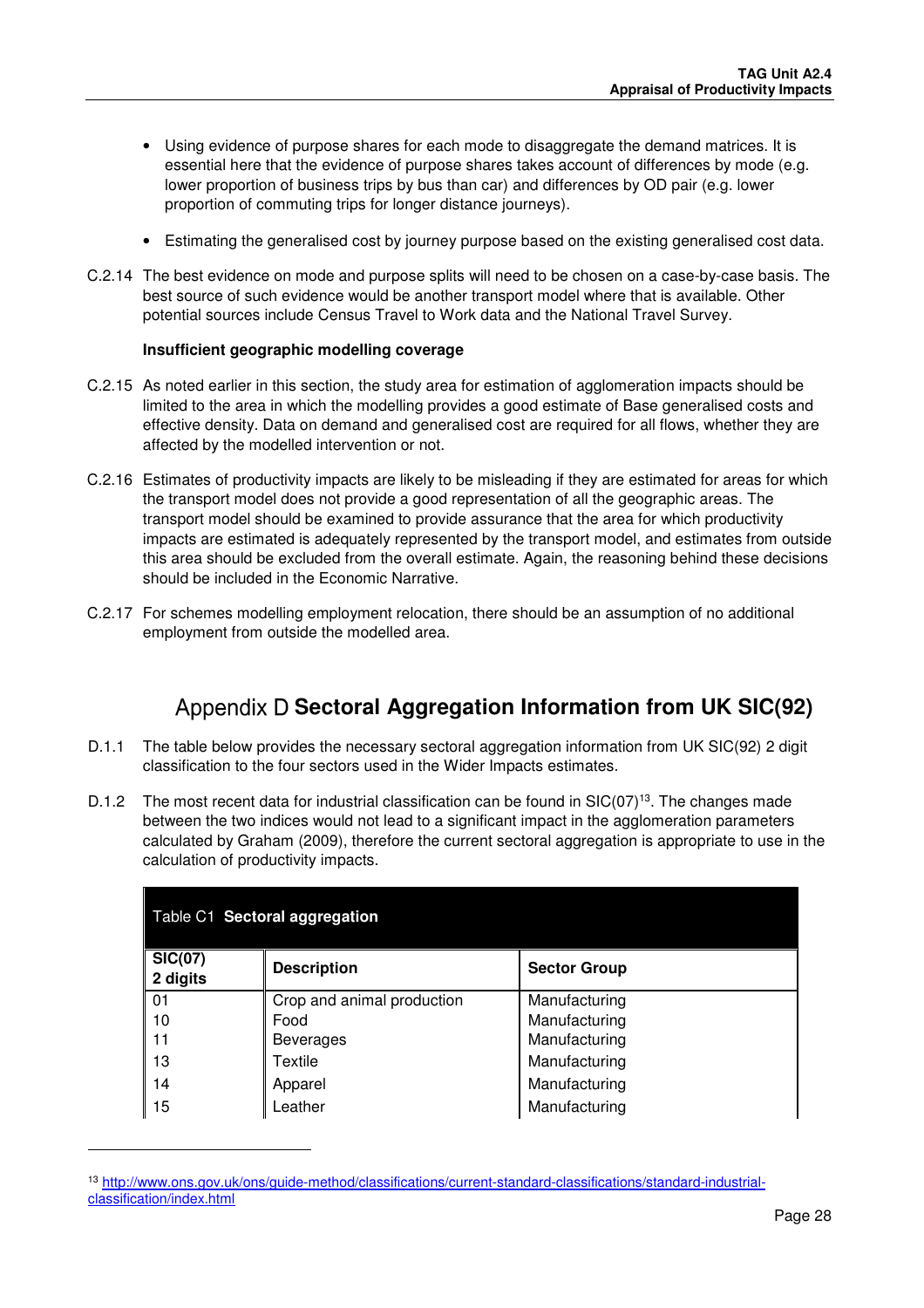- Using evidence of purpose shares for each mode to disaggregate the demand matrices. It is essential here that the evidence of purpose shares takes account of differences by mode (e.g. lower proportion of business trips by bus than car) and differences by OD pair (e.g. lower proportion of commuting trips for longer distance journeys).

- Estimating the generalised cost by journey purpose based on the existing generalised cost data.

C.2.14 The best evidence on mode and purpose splits will need to be chosen on a case-by-case basis. The best source of such evidence would be another transport model where that is available. Other potential sources include Census Travel to Work data and the National Travel Survey.

**Insufficient geographic modelling coverage**

C.2.15 As noted earlier in this section, the study area for estimation of agglomeration impacts should be limited to the area in which the modelling provides a good estimate of Base generalised costs and effective density. Data on demand and generalised cost are required for all flows, whether they are affected by the modelled intervention or not.

C.2.16 Estimates of productivity impacts are likely to be misleading if they are estimated for areas for which the transport model does not provide a good representation of all the geographic areas. The transport model should be examined to provide assurance that the area for which productivity impacts are estimated is adequately represented by the transport model, and estimates from outside this area should be excluded from the overall estimate. Again, the reasoning behind these decisions should be included in the Economic Narrative.

C.2.17 For schemes modelling employment relocation, there should be an assumption of no additional employment from outside the modelled area.

# Appendix D **Sectoral Aggregation Information from UK SIC(92)**

D.1.1 The table below provides the necessary sectoral aggregation information from UK SIC(92) 2 digit classification to the four sectors used in the Wider Impacts estimates.

D.1.2 The most recent data for industrial classification can be found in SIC(07)[13]. The changes made between the two indices would not lead to a significant impact in the agglomeration parameters calculated by Graham (2009), therefore the current sectoral aggregation is appropriate to use in the calculation of productivity impacts.

Table C1 **Sectoral aggregation**

| SIC(07) 2 digits | Description | Sector Group |
|---|---|---|
| 01 | Crop and animal production | Manufacturing |
| 10 | Food | Manufacturing |
| 11 | Beverages | Manufacturing |
| 13 | Textile | Manufacturing |
| 14 | Apparel | Manufacturing |
| 15 | Leather | Manufacturing |

[13] http://www.ons.gov.uk/ons/guide-method/classifications/current-standard-classifications/standard-industrial-classification/index.html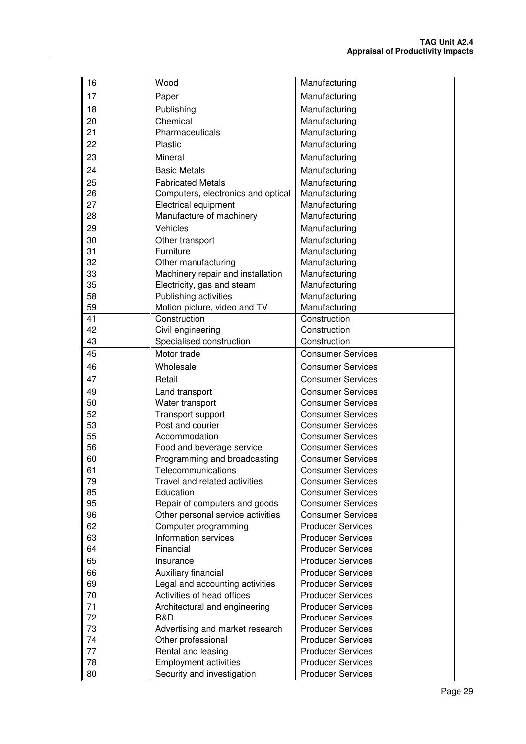| | | |
|---|---|---|
| 16 | Wood | Manufacturing |
| 17 | Paper | Manufacturing |
| 18 | Publishing | Manufacturing |
| 20 | Chemical | Manufacturing |
| 21 | Pharmaceuticals | Manufacturing |
| 22 | Plastic | Manufacturing |
| 23 | Mineral | Manufacturing |
| 24 | Basic Metals | Manufacturing |
| 25 | Fabricated Metals | Manufacturing |
| 26 | Computers, electronics and optical | Manufacturing |
| 27 | Electrical equipment | Manufacturing |
| 28 | Manufacture of machinery | Manufacturing |
| 29 | Vehicles | Manufacturing |
| 30 | Other transport | Manufacturing |
| 31 | Furniture | Manufacturing |
| 32 | Other manufacturing | Manufacturing |
| 33 | Machinery repair and installation | Manufacturing |
| 35 | Electricity, gas and steam | Manufacturing |
| 58 | Publishing activities | Manufacturing |
| 59 | Motion picture, video and TV | Manufacturing |
| 41 | Construction | Construction |
| 42 | Civil engineering | Construction |
| 43 | Specialised construction | Construction |
| 45 | Motor trade | Consumer Services |
| 46 | Wholesale | Consumer Services |
| 47 | Retail | Consumer Services |
| 49 | Land transport | Consumer Services |
| 50 | Water transport | Consumer Services |
| 52 | Transport support | Consumer Services |
| 53 | Post and courier | Consumer Services |
| 55 | Accommodation | Consumer Services |
| 56 | Food and beverage service | Consumer Services |
| 60 | Programming and broadcasting | Consumer Services |
| 61 | Telecommunications | Consumer Services |
| 79 | Travel and related activities | Consumer Services |
| 85 | Education | Consumer Services |
| 95 | Repair of computers and goods | Consumer Services |
| 96 | Other personal service activities | Consumer Services |
| 62 | Computer programming | Producer Services |
| 63 | Information services | Producer Services |
| 64 | Financial | Producer Services |
| 65 | Insurance | Producer Services |
| 66 | Auxiliary financial | Producer Services |
| 69 | Legal and accounting activities | Producer Services |
| 70 | Activities of head offices | Producer Services |
| 71 | Architectural and engineering | Producer Services |
| 72 | R&D | Producer Services |
| 73 | Advertising and market research | Producer Services |
| 74 | Other professional | Producer Services |
| 77 | Rental and leasing | Producer Services |
| 78 | Employment activities | Producer Services |
| 80 | Security and investigation | Producer Services |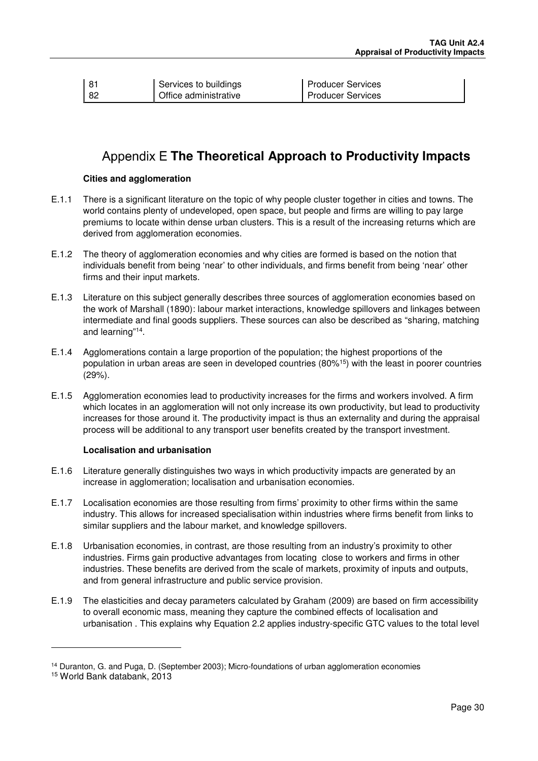| 81 | Services to buildings | Producer Services |
|---|---|---|
| 82 | Office administrative | Producer Services |

# Appendix E **The Theoretical Approach to Productivity Impacts**

### Cities and agglomeration

E.1.1 There is a significant literature on the topic of why people cluster together in cities and towns. The world contains plenty of undeveloped, open space, but people and firms are willing to pay large premiums to locate within dense urban clusters. This is a result of the increasing returns which are derived from agglomeration economies.

E.1.2 The theory of agglomeration economies and why cities are formed is based on the notion that individuals benefit from being 'near' to other individuals, and firms benefit from being 'near' other firms and their input markets.

E.1.3 Literature on this subject generally describes three sources of agglomeration economies based on the work of Marshall (1890): labour market interactions, knowledge spillovers and linkages between intermediate and final goods suppliers. These sources can also be described as "sharing, matching and learning"[14].

E.1.4 Agglomerations contain a large proportion of the population; the highest proportions of the population in urban areas are seen in developed countries (80%[15]) with the least in poorer countries (29%).

E.1.5 Agglomeration economies lead to productivity increases for the firms and workers involved. A firm which locates in an agglomeration will not only increase its own productivity, but lead to productivity increases for those around it. The productivity impact is thus an externality and during the appraisal process will be additional to any transport user benefits created by the transport investment.

### Localisation and urbanisation

E.1.6 Literature generally distinguishes two ways in which productivity impacts are generated by an increase in agglomeration; localisation and urbanisation economies.

E.1.7 Localisation economies are those resulting from firms' proximity to other firms within the same industry. This allows for increased specialisation within industries where firms benefit from links to similar suppliers and the labour market, and knowledge spillovers.

E.1.8 Urbanisation economies, in contrast, are those resulting from an industry's proximity to other industries. Firms gain productive advantages from locating close to workers and firms in other industries. These benefits are derived from the scale of markets, proximity of inputs and outputs, and from general infrastructure and public service provision.

E.1.9 The elasticities and decay parameters calculated by Graham (2009) are based on firm accessibility to overall economic mass, meaning they capture the combined effects of localisation and urbanisation . This explains why Equation 2.2 applies industry-specific GTC values to the total level

---

[14] Duranton, G. and Puga, D. (September 2003); Micro-foundations of urban agglomeration economies

[15] World Bank databank, 2013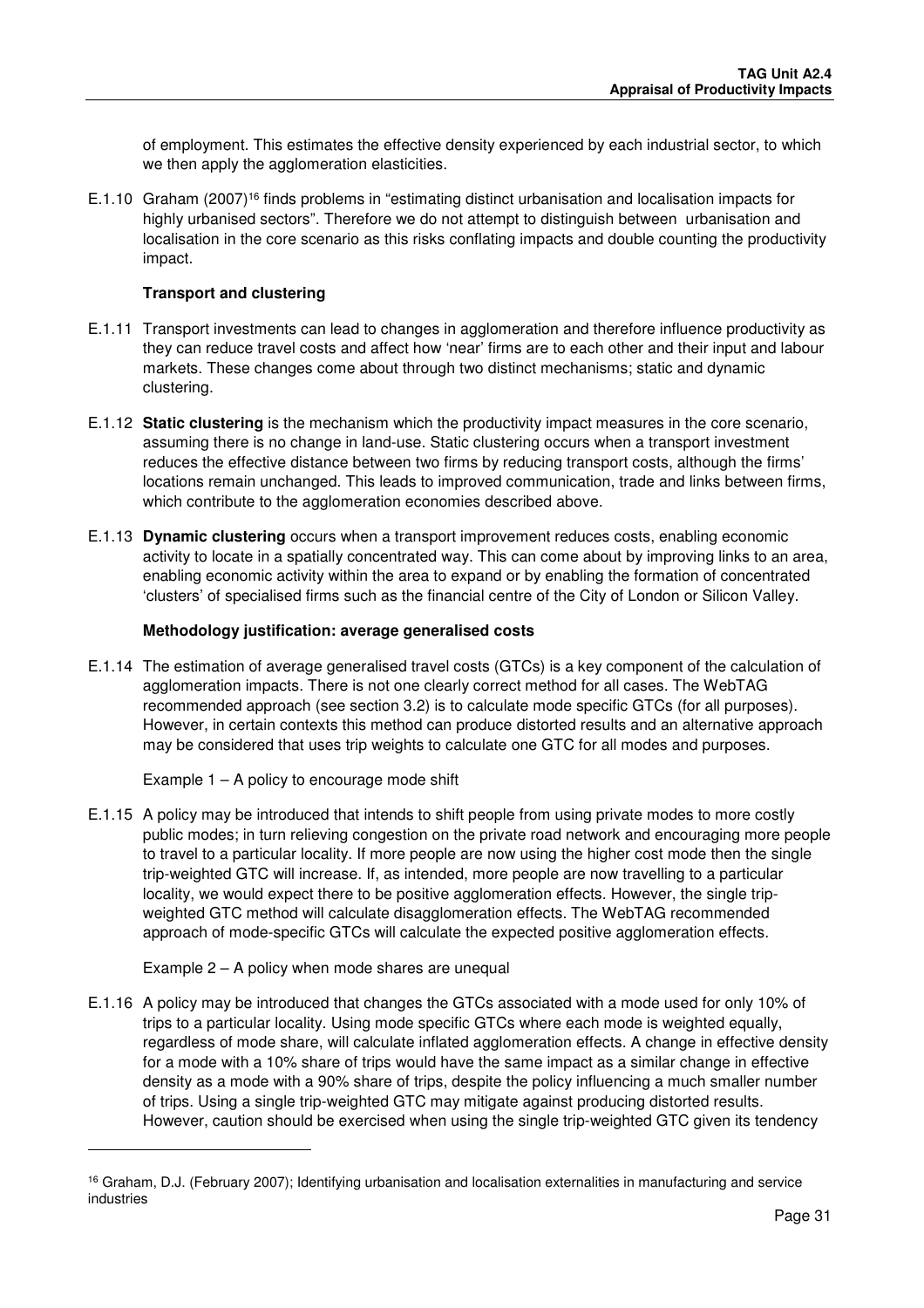of employment. This estimates the effective density experienced by each industrial sector, to which we then apply the agglomeration elasticities.

E.1.10 Graham (2007)[16] finds problems in "estimating distinct urbanisation and localisation impacts for highly urbanised sectors". Therefore we do not attempt to distinguish between urbanisation and localisation in the core scenario as this risks conflating impacts and double counting the productivity impact.

**Transport and clustering**

E.1.11 Transport investments can lead to changes in agglomeration and therefore influence productivity as they can reduce travel costs and affect how 'near' firms are to each other and their input and labour markets. These changes come about through two distinct mechanisms; static and dynamic clustering.

E.1.12 **Static clustering** is the mechanism which the productivity impact measures in the core scenario, assuming there is no change in land-use. Static clustering occurs when a transport investment reduces the effective distance between two firms by reducing transport costs, although the firms' locations remain unchanged. This leads to improved communication, trade and links between firms, which contribute to the agglomeration economies described above.

E.1.13 **Dynamic clustering** occurs when a transport improvement reduces costs, enabling economic activity to locate in a spatially concentrated way. This can come about by improving links to an area, enabling economic activity within the area to expand or by enabling the formation of concentrated 'clusters' of specialised firms such as the financial centre of the City of London or Silicon Valley.

**Methodology justification: average generalised costs**

E.1.14 The estimation of average generalised travel costs (GTCs) is a key component of the calculation of agglomeration impacts. There is not one clearly correct method for all cases. The WebTAG recommended approach (see section 3.2) is to calculate mode specific GTCs (for all purposes). However, in certain contexts this method can produce distorted results and an alternative approach may be considered that uses trip weights to calculate one GTC for all modes and purposes.

Example 1 – A policy to encourage mode shift

E.1.15 A policy may be introduced that intends to shift people from using private modes to more costly public modes; in turn relieving congestion on the private road network and encouraging more people to travel to a particular locality. If more people are now using the higher cost mode then the single trip-weighted GTC will increase. If, as intended, more people are now travelling to a particular locality, we would expect there to be positive agglomeration effects. However, the single trip-weighted GTC method will calculate disagglomeration effects. The WebTAG recommended approach of mode-specific GTCs will calculate the expected positive agglomeration effects.

Example 2 – A policy when mode shares are unequal

E.1.16 A policy may be introduced that changes the GTCs associated with a mode used for only 10% of trips to a particular locality. Using mode specific GTCs where each mode is weighted equally, regardless of mode share, will calculate inflated agglomeration effects. A change in effective density for a mode with a 10% share of trips would have the same impact as a similar change in effective density as a mode with a 90% share of trips, despite the policy influencing a much smaller number of trips. Using a single trip-weighted GTC may mitigate against producing distorted results. However, caution should be exercised when using the single trip-weighted GTC given its tendency

---

[16] Graham, D.J. (February 2007); Identifying urbanisation and localisation externalities in manufacturing and service industries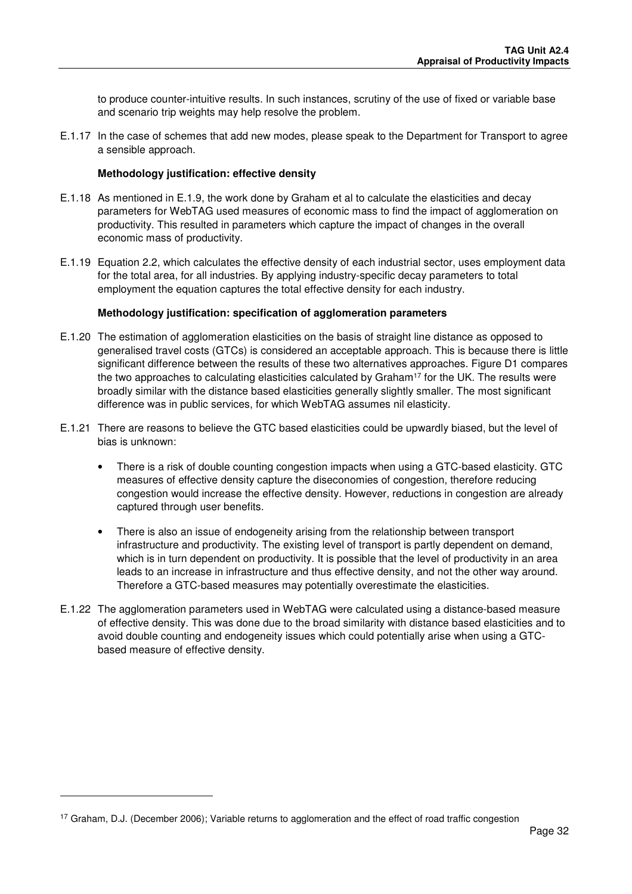to produce counter-intuitive results. In such instances, scrutiny of the use of fixed or variable base and scenario trip weights may help resolve the problem.

E.1.17 In the case of schemes that add new modes, please speak to the Department for Transport to agree a sensible approach.

**Methodology justification: effective density**

E.1.18 As mentioned in E.1.9, the work done by Graham et al to calculate the elasticities and decay parameters for WebTAG used measures of economic mass to find the impact of agglomeration on productivity. This resulted in parameters which capture the impact of changes in the overall economic mass of productivity.

E.1.19 Equation 2.2, which calculates the effective density of each industrial sector, uses employment data for the total area, for all industries. By applying industry-specific decay parameters to total employment the equation captures the total effective density for each industry.

**Methodology justification: specification of agglomeration parameters**

E.1.20 The estimation of agglomeration elasticities on the basis of straight line distance as opposed to generalised travel costs (GTCs) is considered an acceptable approach. This is because there is little significant difference between the results of these two alternatives approaches. Figure D1 compares the two approaches to calculating elasticities calculated by Graham[17] for the UK. The results were broadly similar with the distance based elasticities generally slightly smaller. The most significant difference was in public services, for which WebTAG assumes nil elasticity.

E.1.21 There are reasons to believe the GTC based elasticities could be upwardly biased, but the level of bias is unknown:

- There is a risk of double counting congestion impacts when using a GTC-based elasticity. GTC measures of effective density capture the diseconomies of congestion, therefore reducing congestion would increase the effective density. However, reductions in congestion are already captured through user benefits.
- There is also an issue of endogeneity arising from the relationship between transport infrastructure and productivity. The existing level of transport is partly dependent on demand, which is in turn dependent on productivity. It is possible that the level of productivity in an area leads to an increase in infrastructure and thus effective density, and not the other way around. Therefore a GTC-based measures may potentially overestimate the elasticities.

E.1.22 The agglomeration parameters used in WebTAG were calculated using a distance-based measure of effective density. This was done due to the broad similarity with distance based elasticities and to avoid double counting and endogeneity issues which could potentially arise when using a GTC-based measure of effective density.

[17] Graham, D.J. (December 2006); Variable returns to agglomeration and the effect of road traffic congestion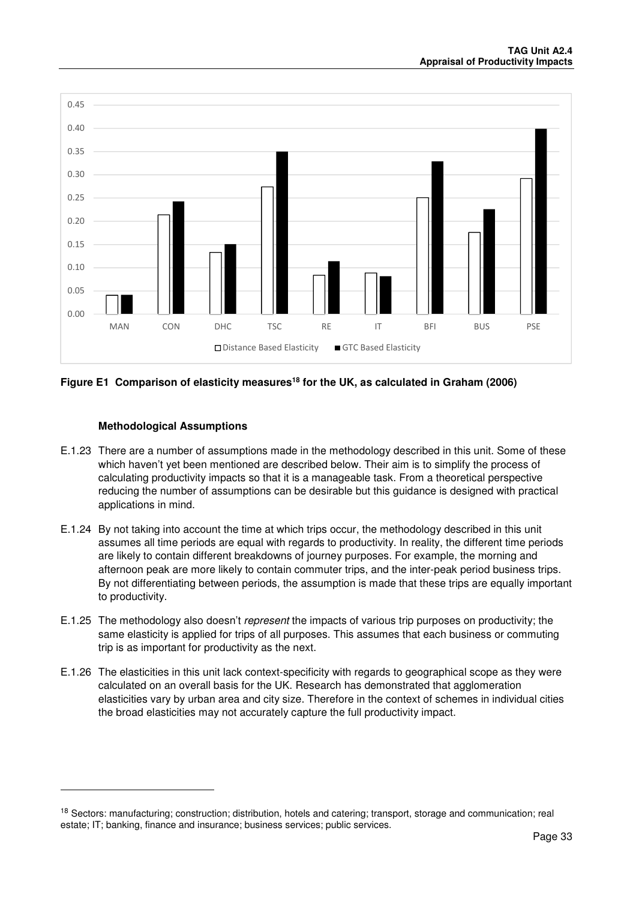0.45
0.40
0.35
0.30
0.25
0.20
0.15
0.10
0.05
0.00

MAN CON DHC TSC RE IT BFI BUS PSE

□ Distance Based Elasticity ■ GTC Based Elasticity

**Figure E1 Comparison of elasticity measures[18] for the UK, as calculated in Graham (2006)**

### Methodological Assumptions

E.1.23 There are a number of assumptions made in the methodology described in this unit. Some of these which haven't yet been mentioned are described below. Their aim is to simplify the process of calculating productivity impacts so that it is a manageable task. From a theoretical perspective reducing the number of assumptions can be desirable but this guidance is designed with practical applications in mind.

E.1.24 By not taking into account the time at which trips occur, the methodology described in this unit assumes all time periods are equal with regards to productivity. In reality, the different time periods are likely to contain different breakdowns of journey purposes. For example, the morning and afternoon peak are more likely to contain commuter trips, and the inter-peak period business trips. By not differentiating between periods, the assumption is made that these trips are equally important to productivity.

E.1.25 The methodology also doesn't *represent* the impacts of various trip purposes on productivity; the same elasticity is applied for trips of all purposes. This assumes that each business or commuting trip is as important for productivity as the next.

E.1.26 The elasticities in this unit lack context-specificity with regards to geographical scope as they were calculated on an overall basis for the UK. Research has demonstrated that agglomeration elasticities vary by urban area and city size. Therefore in the context of schemes in individual cities the broad elasticities may not accurately capture the full productivity impact.

[18] Sectors: manufacturing; construction; distribution, hotels and catering; transport, storage and communication; real estate; IT; banking, finance and insurance; business services; public services.